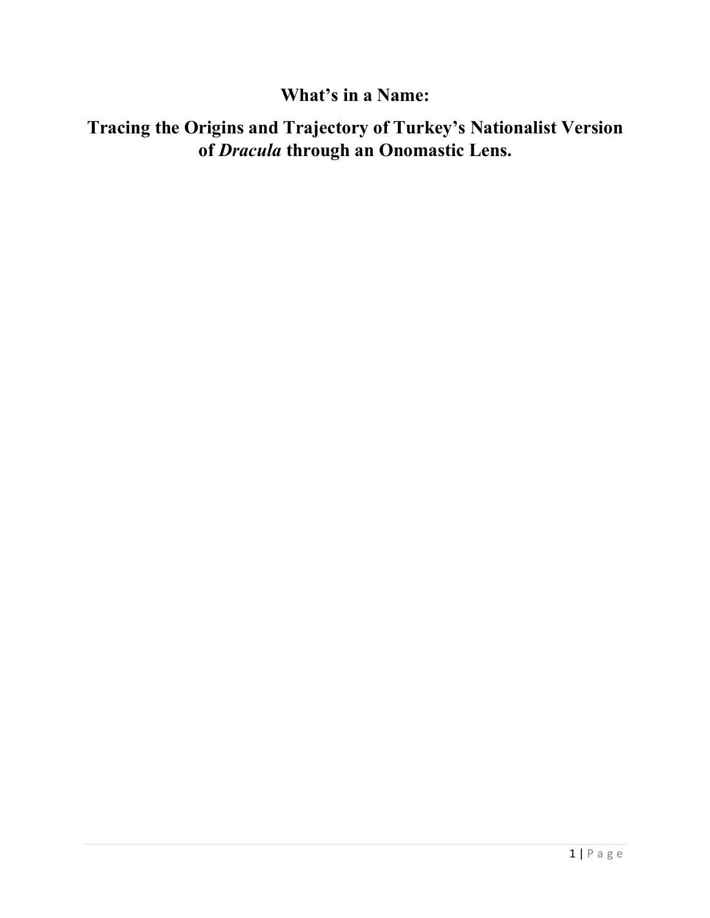# What's in a Name:

## Tracing the Origins and Trajectory of Turkey's Nationalist Version of *Dracula* through an Onomastic Lens.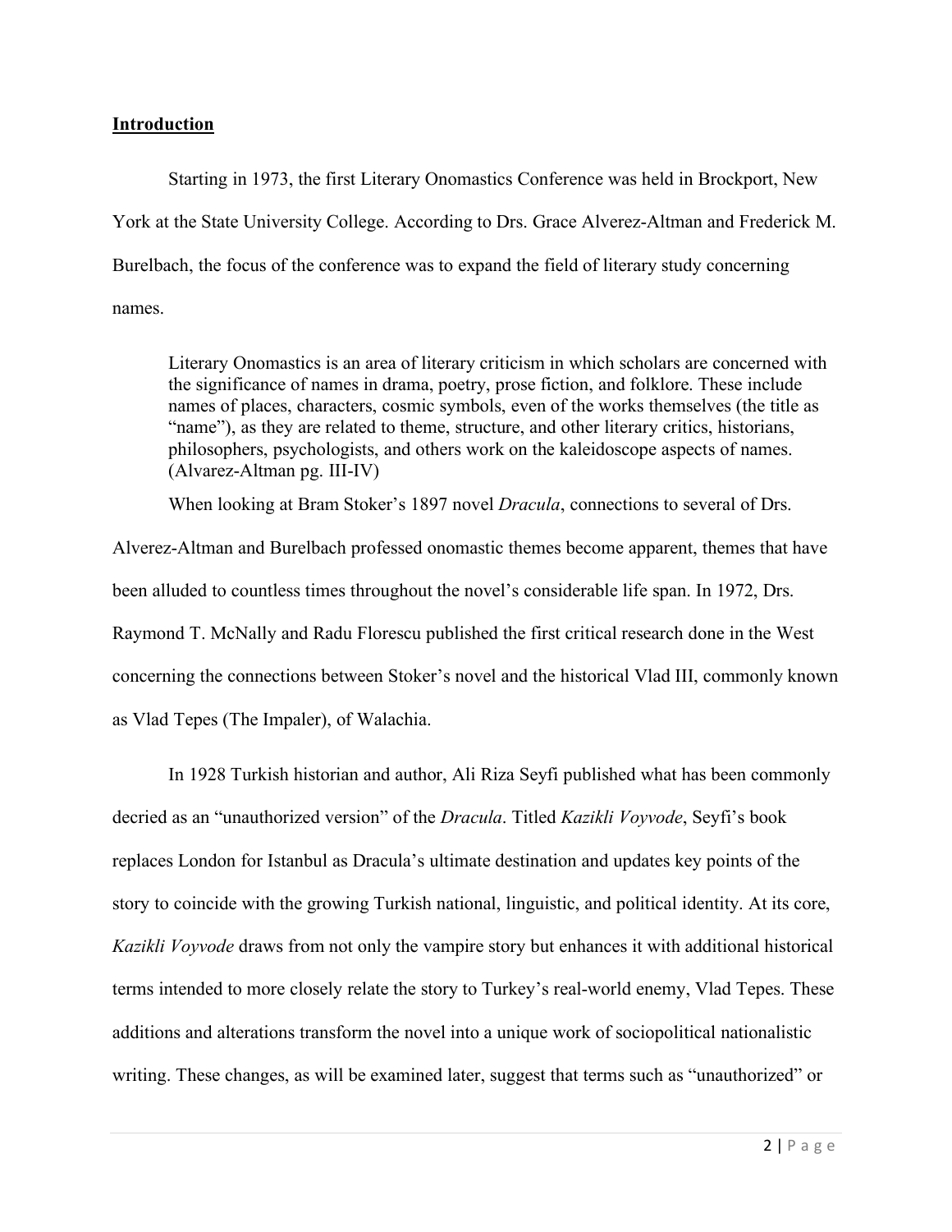**Introduction**

Starting in 1973, the first Literary Onomastics Conference was held in Brockport, New York at the State University College. According to Drs. Grace Alverez-Altman and Frederick M. Burelbach, the focus of the conference was to expand the field of literary study concerning names.

> Literary Onomastics is an area of literary criticism in which scholars are concerned with the significance of names in drama, poetry, prose fiction, and folklore. These include names of places, characters, cosmic symbols, even of the works themselves (the title as "name"), as they are related to theme, structure, and other literary critics, historians, philosophers, psychologists, and others work on the kaleidoscope aspects of names. (Alvarez-Altman pg. III-IV)

When looking at Bram Stoker's 1897 novel *Dracula*, connections to several of Drs. Alverez-Altman and Burelbach professed onomastic themes become apparent, themes that have been alluded to countless times throughout the novel's considerable life span. In 1972, Drs. Raymond T. McNally and Radu Florescu published the first critical research done in the West concerning the connections between Stoker's novel and the historical Vlad III, commonly known as Vlad Tepes (The Impaler), of Walachia.

In 1928 Turkish historian and author, Ali Riza Seyfi published what has been commonly decried as an "unauthorized version" of the *Dracula*. Titled *Kazikli Voyvode*, Seyfi's book replaces London for Istanbul as Dracula's ultimate destination and updates key points of the story to coincide with the growing Turkish national, linguistic, and political identity. At its core, *Kazikli Voyvode* draws from not only the vampire story but enhances it with additional historical terms intended to more closely relate the story to Turkey's real-world enemy, Vlad Tepes. These additions and alterations transform the novel into a unique work of sociopolitical nationalistic writing. These changes, as will be examined later, suggest that terms such as "unauthorized" or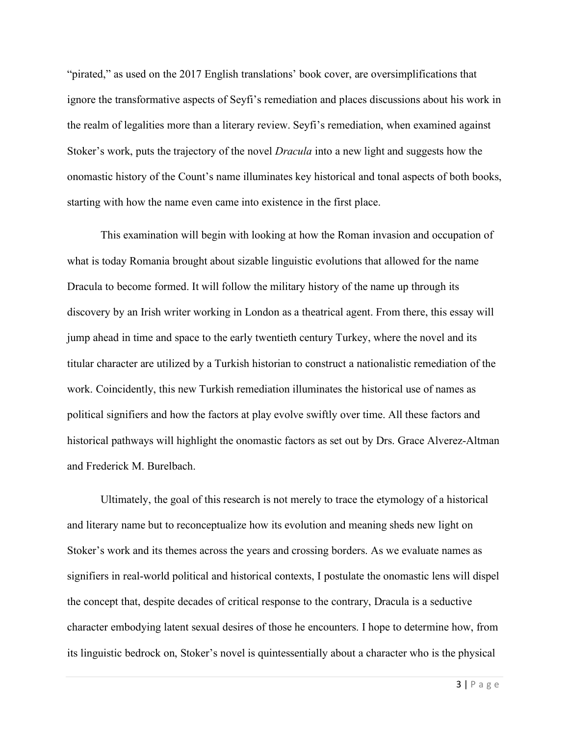"pirated," as used on the 2017 English translations' book cover, are oversimplifications that ignore the transformative aspects of Seyfi's remediation and places discussions about his work in the realm of legalities more than a literary review. Seyfi's remediation, when examined against Stoker's work, puts the trajectory of the novel *Dracula* into a new light and suggests how the onomastic history of the Count's name illuminates key historical and tonal aspects of both books, starting with how the name even came into existence in the first place.

This examination will begin with looking at how the Roman invasion and occupation of what is today Romania brought about sizable linguistic evolutions that allowed for the name Dracula to become formed. It will follow the military history of the name up through its discovery by an Irish writer working in London as a theatrical agent. From there, this essay will jump ahead in time and space to the early twentieth century Turkey, where the novel and its titular character are utilized by a Turkish historian to construct a nationalistic remediation of the work. Coincidently, this new Turkish remediation illuminates the historical use of names as political signifiers and how the factors at play evolve swiftly over time. All these factors and historical pathways will highlight the onomastic factors as set out by Drs. Grace Alverez-Altman and Frederick M. Burelbach.

Ultimately, the goal of this research is not merely to trace the etymology of a historical and literary name but to reconceptualize how its evolution and meaning sheds new light on Stoker's work and its themes across the years and crossing borders. As we evaluate names as signifiers in real-world political and historical contexts, I postulate the onomastic lens will dispel the concept that, despite decades of critical response to the contrary, Dracula is a seductive character embodying latent sexual desires of those he encounters. I hope to determine how, from its linguistic bedrock on, Stoker's novel is quintessentially about a character who is the physical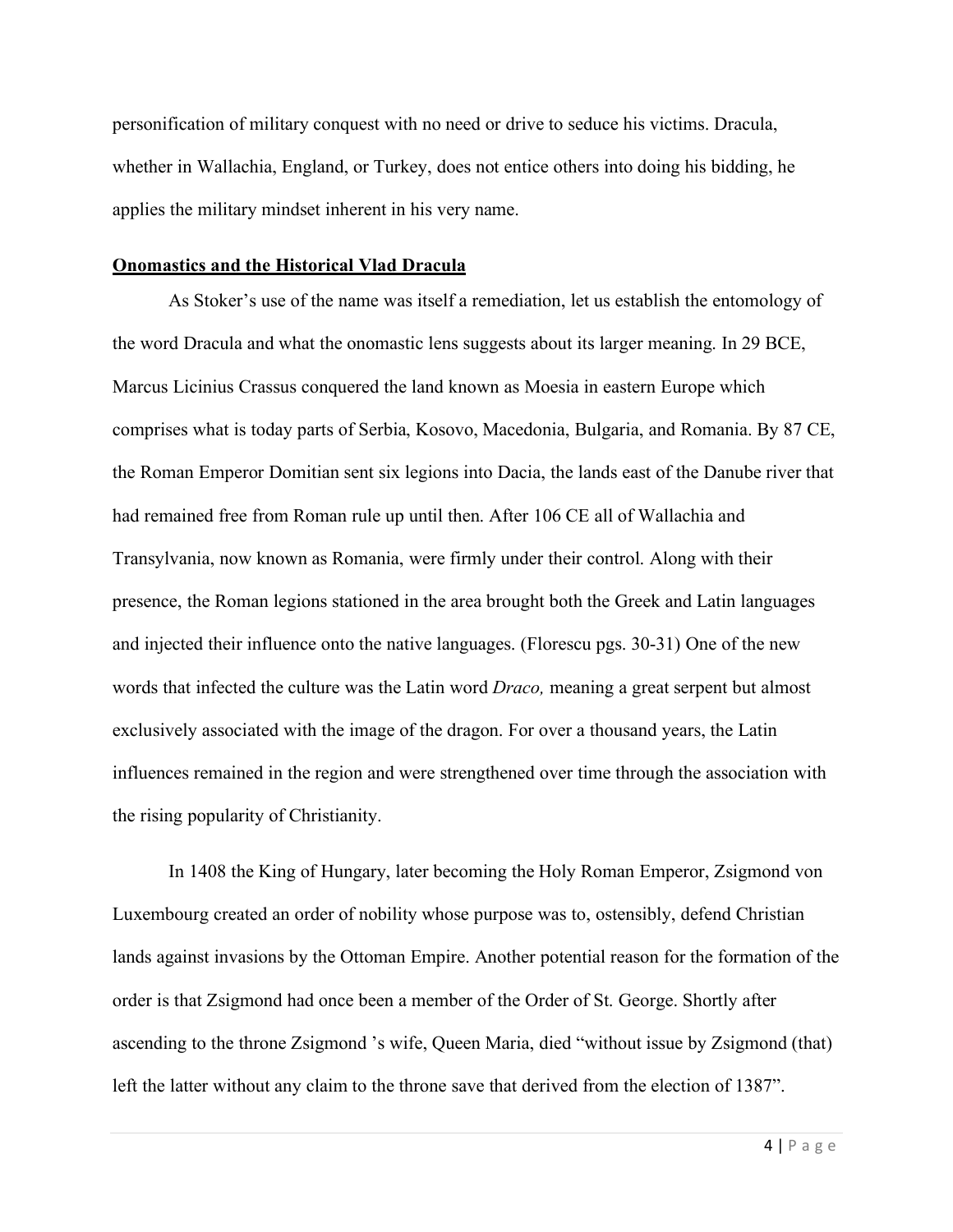personification of military conquest with no need or drive to seduce his victims. Dracula, whether in Wallachia, England, or Turkey, does not entice others into doing his bidding, he applies the military mindset inherent in his very name.

## Onomastics and the Historical Vlad Dracula

As Stoker's use of the name was itself a remediation, let us establish the entomology of the word Dracula and what the onomastic lens suggests about its larger meaning. In 29 BCE, Marcus Licinius Crassus conquered the land known as Moesia in eastern Europe which comprises what is today parts of Serbia, Kosovo, Macedonia, Bulgaria, and Romania. By 87 CE, the Roman Emperor Domitian sent six legions into Dacia, the lands east of the Danube river that had remained free from Roman rule up until then. After 106 CE all of Wallachia and Transylvania, now known as Romania, were firmly under their control. Along with their presence, the Roman legions stationed in the area brought both the Greek and Latin languages and injected their influence onto the native languages. (Florescu pgs. 30-31) One of the new words that infected the culture was the Latin word *Draco,* meaning a great serpent but almost exclusively associated with the image of the dragon. For over a thousand years, the Latin influences remained in the region and were strengthened over time through the association with the rising popularity of Christianity.

In 1408 the King of Hungary, later becoming the Holy Roman Emperor, Zsigmond von Luxembourg created an order of nobility whose purpose was to, ostensibly, defend Christian lands against invasions by the Ottoman Empire. Another potential reason for the formation of the order is that Zsigmond had once been a member of the Order of St. George. Shortly after ascending to the throne Zsigmond 's wife, Queen Maria, died "without issue by Zsigmond (that) left the latter without any claim to the throne save that derived from the election of 1387".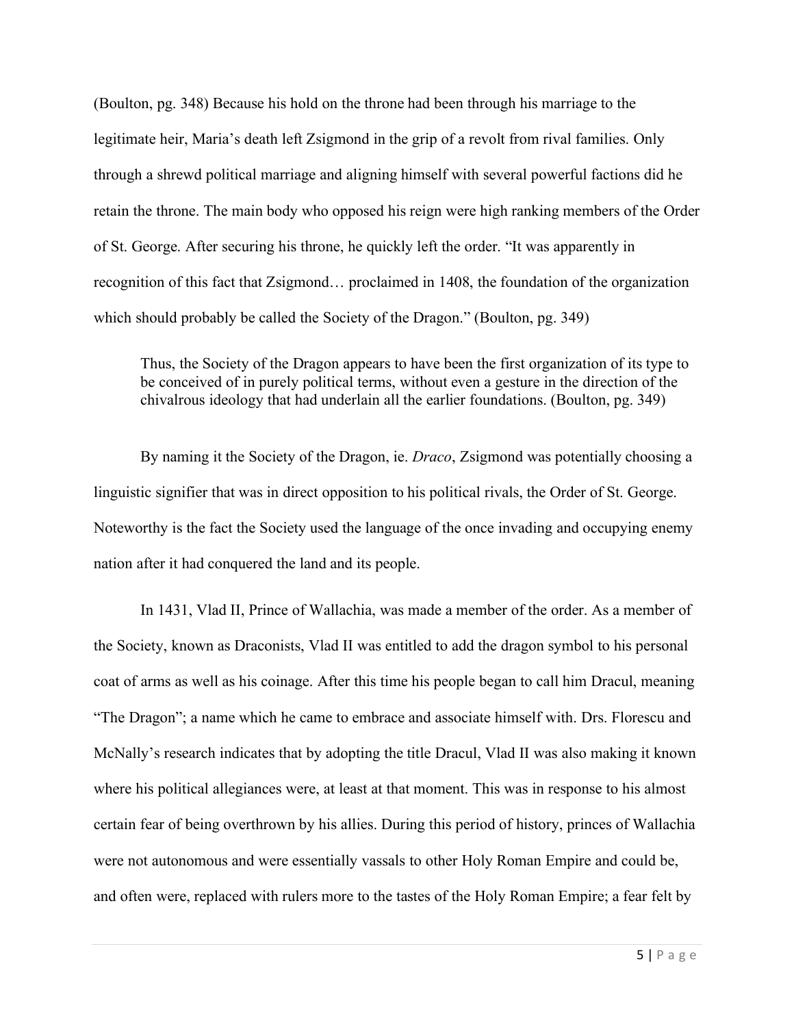(Boulton, pg. 348) Because his hold on the throne had been through his marriage to the legitimate heir, Maria's death left Zsigmond in the grip of a revolt from rival families. Only through a shrewd political marriage and aligning himself with several powerful factions did he retain the throne. The main body who opposed his reign were high ranking members of the Order of St. George. After securing his throne, he quickly left the order. "It was apparently in recognition of this fact that Zsigmond… proclaimed in 1408, the foundation of the organization which should probably be called the Society of the Dragon." (Boulton, pg. 349)

> Thus, the Society of the Dragon appears to have been the first organization of its type to be conceived of in purely political terms, without even a gesture in the direction of the chivalrous ideology that had underlain all the earlier foundations. (Boulton, pg. 349)

By naming it the Society of the Dragon, ie. *Draco*, Zsigmond was potentially choosing a linguistic signifier that was in direct opposition to his political rivals, the Order of St. George. Noteworthy is the fact the Society used the language of the once invading and occupying enemy nation after it had conquered the land and its people.

In 1431, Vlad II, Prince of Wallachia, was made a member of the order. As a member of the Society, known as Draconists, Vlad II was entitled to add the dragon symbol to his personal coat of arms as well as his coinage. After this time his people began to call him Dracul, meaning "The Dragon"; a name which he came to embrace and associate himself with. Drs. Florescu and McNally's research indicates that by adopting the title Dracul, Vlad II was also making it known where his political allegiances were, at least at that moment. This was in response to his almost certain fear of being overthrown by his allies. During this period of history, princes of Wallachia were not autonomous and were essentially vassals to other Holy Roman Empire and could be, and often were, replaced with rulers more to the tastes of the Holy Roman Empire; a fear felt by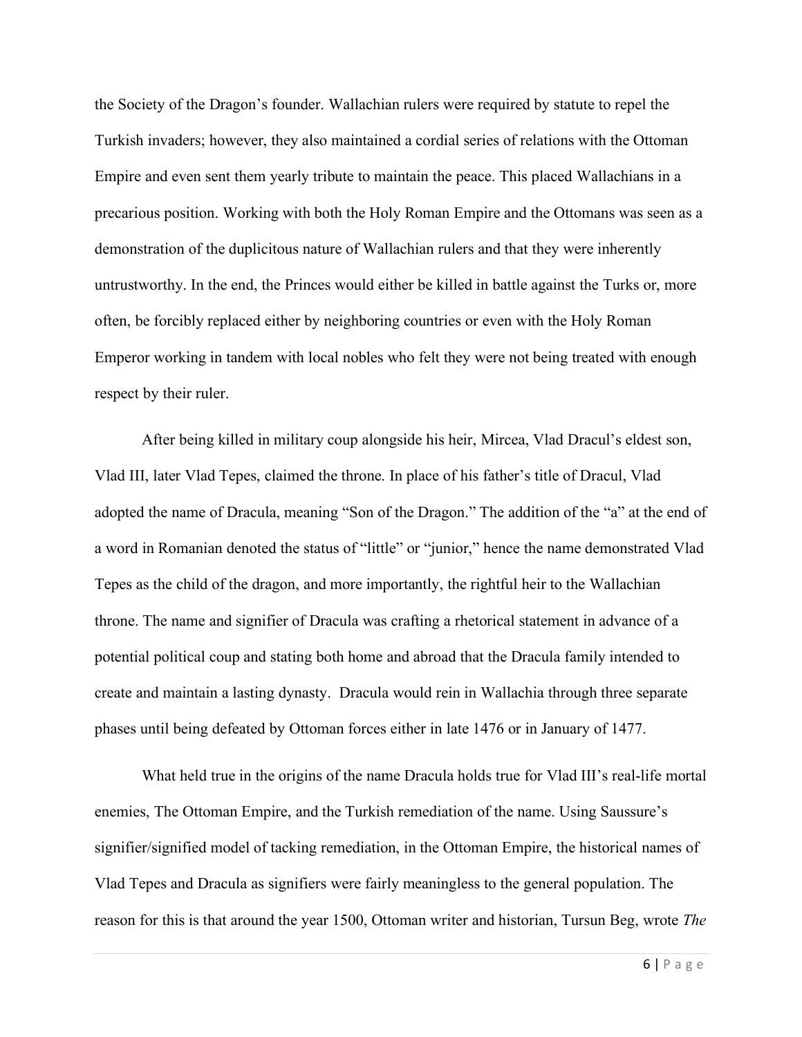the Society of the Dragon's founder. Wallachian rulers were required by statute to repel the Turkish invaders; however, they also maintained a cordial series of relations with the Ottoman Empire and even sent them yearly tribute to maintain the peace. This placed Wallachians in a precarious position. Working with both the Holy Roman Empire and the Ottomans was seen as a demonstration of the duplicitous nature of Wallachian rulers and that they were inherently untrustworthy. In the end, the Princes would either be killed in battle against the Turks or, more often, be forcibly replaced either by neighboring countries or even with the Holy Roman Emperor working in tandem with local nobles who felt they were not being treated with enough respect by their ruler.

After being killed in military coup alongside his heir, Mircea, Vlad Dracul's eldest son, Vlad III, later Vlad Tepes, claimed the throne. In place of his father's title of Dracul, Vlad adopted the name of Dracula, meaning "Son of the Dragon." The addition of the "a" at the end of a word in Romanian denoted the status of "little" or "junior," hence the name demonstrated Vlad Tepes as the child of the dragon, and more importantly, the rightful heir to the Wallachian throne. The name and signifier of Dracula was crafting a rhetorical statement in advance of a potential political coup and stating both home and abroad that the Dracula family intended to create and maintain a lasting dynasty. Dracula would rein in Wallachia through three separate phases until being defeated by Ottoman forces either in late 1476 or in January of 1477.

What held true in the origins of the name Dracula holds true for Vlad III's real-life mortal enemies, The Ottoman Empire, and the Turkish remediation of the name. Using Saussure's signifier/signified model of tacking remediation, in the Ottoman Empire, the historical names of Vlad Tepes and Dracula as signifiers were fairly meaningless to the general population. The reason for this is that around the year 1500, Ottoman writer and historian, Tursun Beg, wrote *The*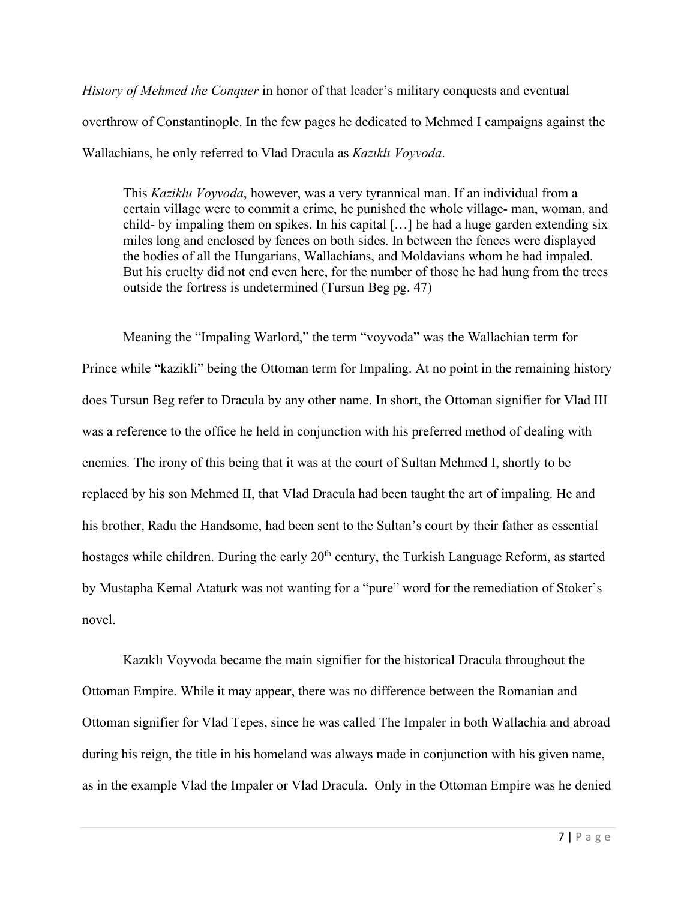*History of Mehmed the Conquer* in honor of that leader's military conquests and eventual overthrow of Constantinople. In the few pages he dedicated to Mehmed I campaigns against the Wallachians, he only referred to Vlad Dracula as *Kazıklı Voyvoda*.

> This *Kaziklu Voyvoda*, however, was a very tyrannical man. If an individual from a certain village were to commit a crime, he punished the whole village- man, woman, and child- by impaling them on spikes. In his capital […] he had a huge garden extending six miles long and enclosed by fences on both sides. In between the fences were displayed the bodies of all the Hungarians, Wallachians, and Moldavians whom he had impaled. But his cruelty did not end even here, for the number of those he had hung from the trees outside the fortress is undetermined (Tursun Beg pg. 47)

Meaning the "Impaling Warlord," the term "voyvoda" was the Wallachian term for Prince while "kazikli" being the Ottoman term for Impaling. At no point in the remaining history does Tursun Beg refer to Dracula by any other name. In short, the Ottoman signifier for Vlad III was a reference to the office he held in conjunction with his preferred method of dealing with enemies. The irony of this being that it was at the court of Sultan Mehmed I, shortly to be replaced by his son Mehmed II, that Vlad Dracula had been taught the art of impaling. He and his brother, Radu the Handsome, had been sent to the Sultan's court by their father as essential hostages while children. During the early 20th century, the Turkish Language Reform, as started by Mustapha Kemal Ataturk was not wanting for a "pure" word for the remediation of Stoker's novel.

Kazıklı Voyvoda became the main signifier for the historical Dracula throughout the Ottoman Empire. While it may appear, there was no difference between the Romanian and Ottoman signifier for Vlad Tepes, since he was called The Impaler in both Wallachia and abroad during his reign, the title in his homeland was always made in conjunction with his given name, as in the example Vlad the Impaler or Vlad Dracula. Only in the Ottoman Empire was he denied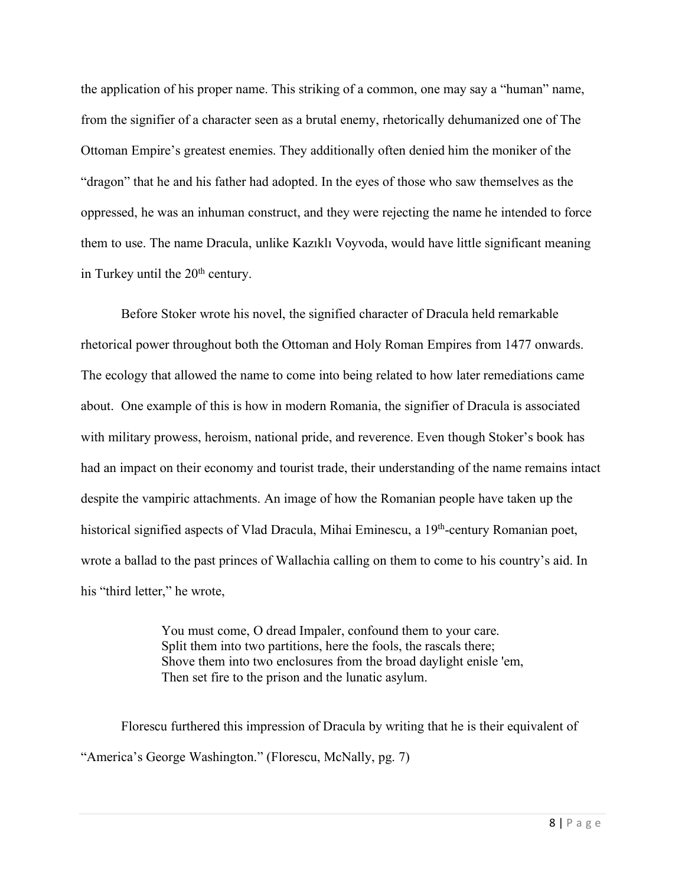the application of his proper name. This striking of a common, one may say a "human" name, from the signifier of a character seen as a brutal enemy, rhetorically dehumanized one of The Ottoman Empire's greatest enemies. They additionally often denied him the moniker of the "dragon" that he and his father had adopted. In the eyes of those who saw themselves as the oppressed, he was an inhuman construct, and they were rejecting the name he intended to force them to use. The name Dracula, unlike Kazıklı Voyvoda, would have little significant meaning in Turkey until the 20th century.

Before Stoker wrote his novel, the signified character of Dracula held remarkable rhetorical power throughout both the Ottoman and Holy Roman Empires from 1477 onwards. The ecology that allowed the name to come into being related to how later remediations came about. One example of this is how in modern Romania, the signifier of Dracula is associated with military prowess, heroism, national pride, and reverence. Even though Stoker's book has had an impact on their economy and tourist trade, their understanding of the name remains intact despite the vampiric attachments. An image of how the Romanian people have taken up the historical signified aspects of Vlad Dracula, Mihai Eminescu, a 19th-century Romanian poet, wrote a ballad to the past princes of Wallachia calling on them to come to his country's aid. In his "third letter," he wrote,

> You must come, O dread Impaler, confound them to your care.
> Split them into two partitions, here the fools, the rascals there;
> Shove them into two enclosures from the broad daylight enisle 'em,
> Then set fire to the prison and the lunatic asylum.

Florescu furthered this impression of Dracula by writing that he is their equivalent of "America's George Washington." (Florescu, McNally, pg. 7)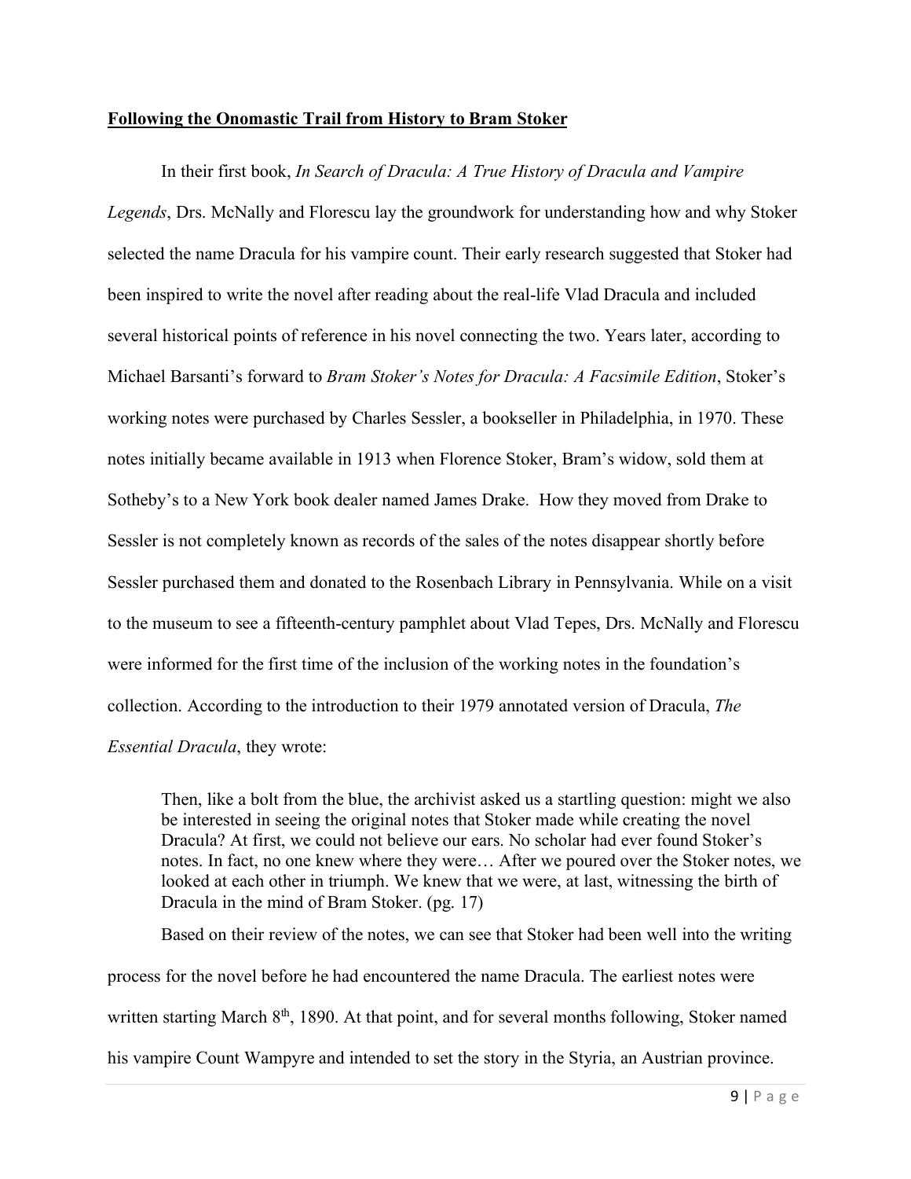**Following the Onomastic Trail from History to Bram Stoker**

In their first book, *In Search of Dracula: A True History of Dracula and Vampire Legends*, Drs. McNally and Florescu lay the groundwork for understanding how and why Stoker selected the name Dracula for his vampire count. Their early research suggested that Stoker had been inspired to write the novel after reading about the real-life Vlad Dracula and included several historical points of reference in his novel connecting the two. Years later, according to Michael Barsanti's forward to *Bram Stoker's Notes for Dracula: A Facsimile Edition*, Stoker's working notes were purchased by Charles Sessler, a bookseller in Philadelphia, in 1970. These notes initially became available in 1913 when Florence Stoker, Bram's widow, sold them at Sotheby's to a New York book dealer named James Drake. How they moved from Drake to Sessler is not completely known as records of the sales of the notes disappear shortly before Sessler purchased them and donated to the Rosenbach Library in Pennsylvania. While on a visit to the museum to see a fifteenth-century pamphlet about Vlad Tepes, Drs. McNally and Florescu were informed for the first time of the inclusion of the working notes in the foundation's collection. According to the introduction to their 1979 annotated version of Dracula, *The Essential Dracula*, they wrote:

> Then, like a bolt from the blue, the archivist asked us a startling question: might we also be interested in seeing the original notes that Stoker made while creating the novel Dracula? At first, we could not believe our ears. No scholar had ever found Stoker's notes. In fact, no one knew where they were… After we poured over the Stoker notes, we looked at each other in triumph. We knew that we were, at last, witnessing the birth of Dracula in the mind of Bram Stoker. (pg. 17)

Based on their review of the notes, we can see that Stoker had been well into the writing process for the novel before he had encountered the name Dracula. The earliest notes were written starting March 8th, 1890. At that point, and for several months following, Stoker named his vampire Count Wampyre and intended to set the story in the Styria, an Austrian province.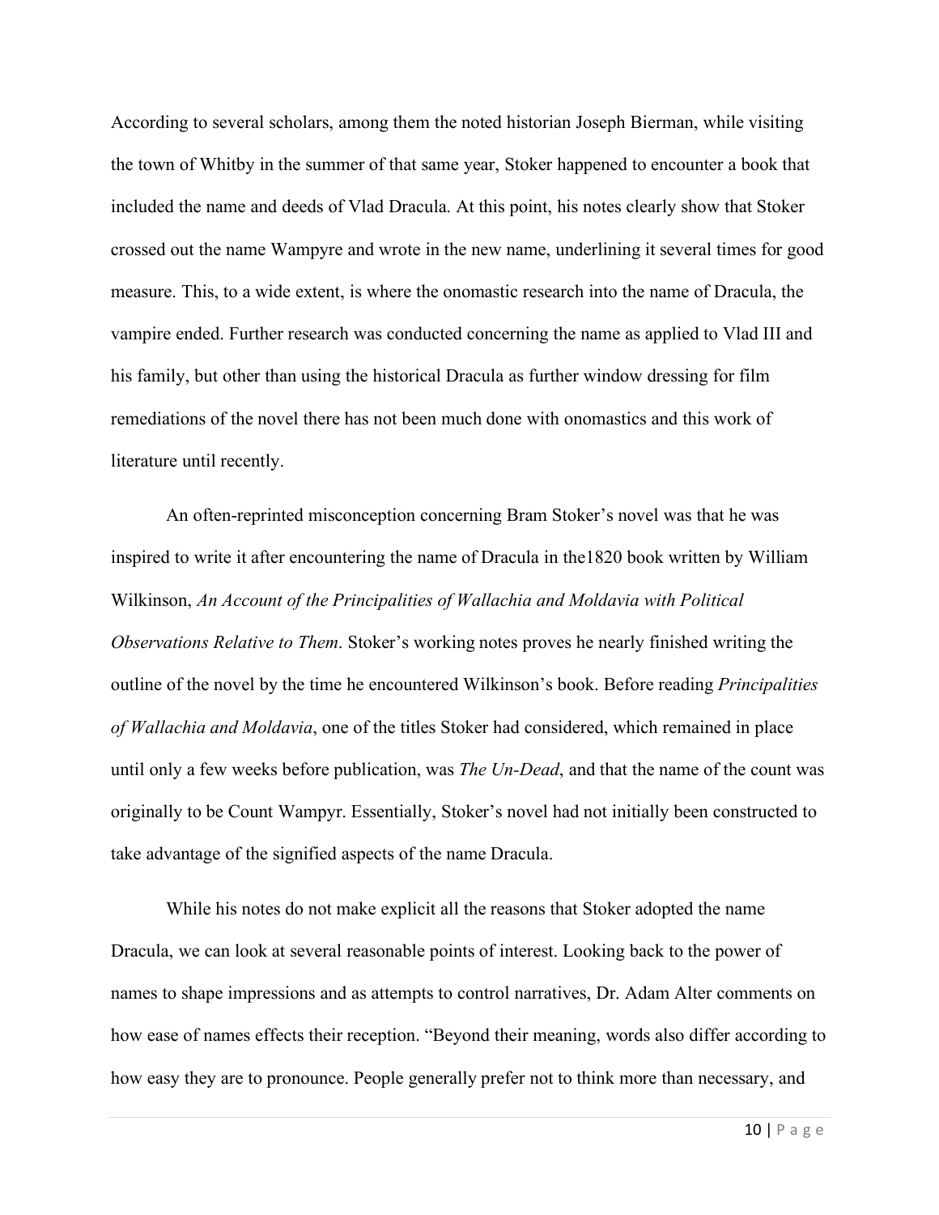According to several scholars, among them the noted historian Joseph Bierman, while visiting the town of Whitby in the summer of that same year, Stoker happened to encounter a book that included the name and deeds of Vlad Dracula. At this point, his notes clearly show that Stoker crossed out the name Wampyre and wrote in the new name, underlining it several times for good measure. This, to a wide extent, is where the onomastic research into the name of Dracula, the vampire ended. Further research was conducted concerning the name as applied to Vlad III and his family, but other than using the historical Dracula as further window dressing for film remediations of the novel there has not been much done with onomastics and this work of literature until recently.

An often-reprinted misconception concerning Bram Stoker's novel was that he was inspired to write it after encountering the name of Dracula in the1820 book written by William Wilkinson, *An Account of the Principalities of Wallachia and Moldavia with Political Observations Relative to Them*. Stoker's working notes proves he nearly finished writing the outline of the novel by the time he encountered Wilkinson's book. Before reading *Principalities of Wallachia and Moldavia*, one of the titles Stoker had considered, which remained in place until only a few weeks before publication, was *The Un-Dead*, and that the name of the count was originally to be Count Wampyr. Essentially, Stoker's novel had not initially been constructed to take advantage of the signified aspects of the name Dracula.

While his notes do not make explicit all the reasons that Stoker adopted the name Dracula, we can look at several reasonable points of interest. Looking back to the power of names to shape impressions and as attempts to control narratives, Dr. Adam Alter comments on how ease of names effects their reception. "Beyond their meaning, words also differ according to how easy they are to pronounce. People generally prefer not to think more than necessary, and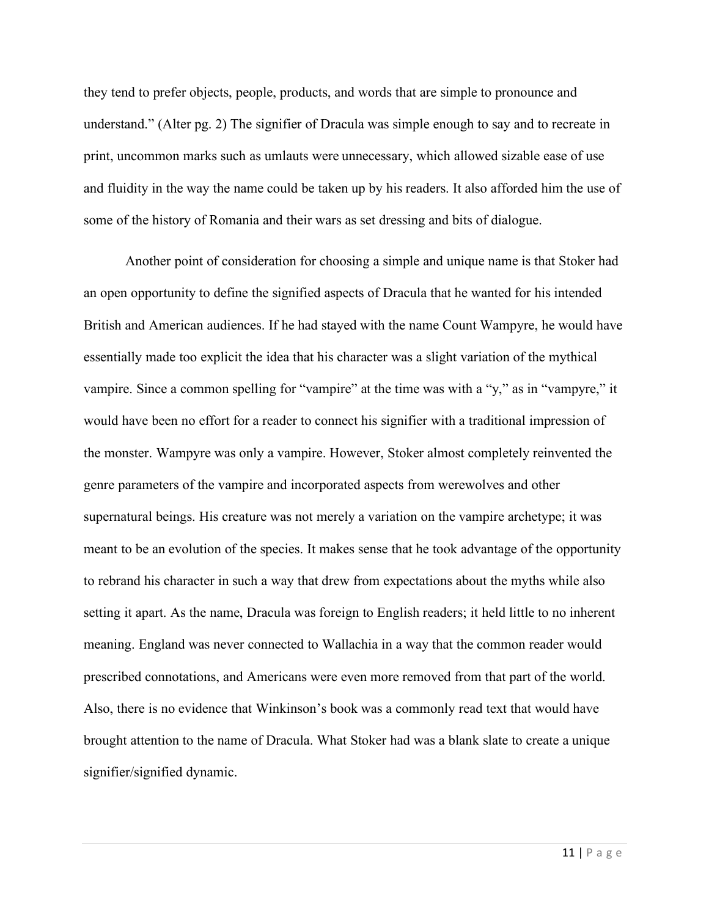they tend to prefer objects, people, products, and words that are simple to pronounce and understand." (Alter pg. 2) The signifier of Dracula was simple enough to say and to recreate in print, uncommon marks such as umlauts were unnecessary, which allowed sizable ease of use and fluidity in the way the name could be taken up by his readers. It also afforded him the use of some of the history of Romania and their wars as set dressing and bits of dialogue.

Another point of consideration for choosing a simple and unique name is that Stoker had an open opportunity to define the signified aspects of Dracula that he wanted for his intended British and American audiences. If he had stayed with the name Count Wampyre, he would have essentially made too explicit the idea that his character was a slight variation of the mythical vampire. Since a common spelling for "vampire" at the time was with a "y," as in "vampyre," it would have been no effort for a reader to connect his signifier with a traditional impression of the monster. Wampyre was only a vampire. However, Stoker almost completely reinvented the genre parameters of the vampire and incorporated aspects from werewolves and other supernatural beings. His creature was not merely a variation on the vampire archetype; it was meant to be an evolution of the species. It makes sense that he took advantage of the opportunity to rebrand his character in such a way that drew from expectations about the myths while also setting it apart. As the name, Dracula was foreign to English readers; it held little to no inherent meaning. England was never connected to Wallachia in a way that the common reader would prescribed connotations, and Americans were even more removed from that part of the world. Also, there is no evidence that Winkinson's book was a commonly read text that would have brought attention to the name of Dracula. What Stoker had was a blank slate to create a unique signifier/signified dynamic.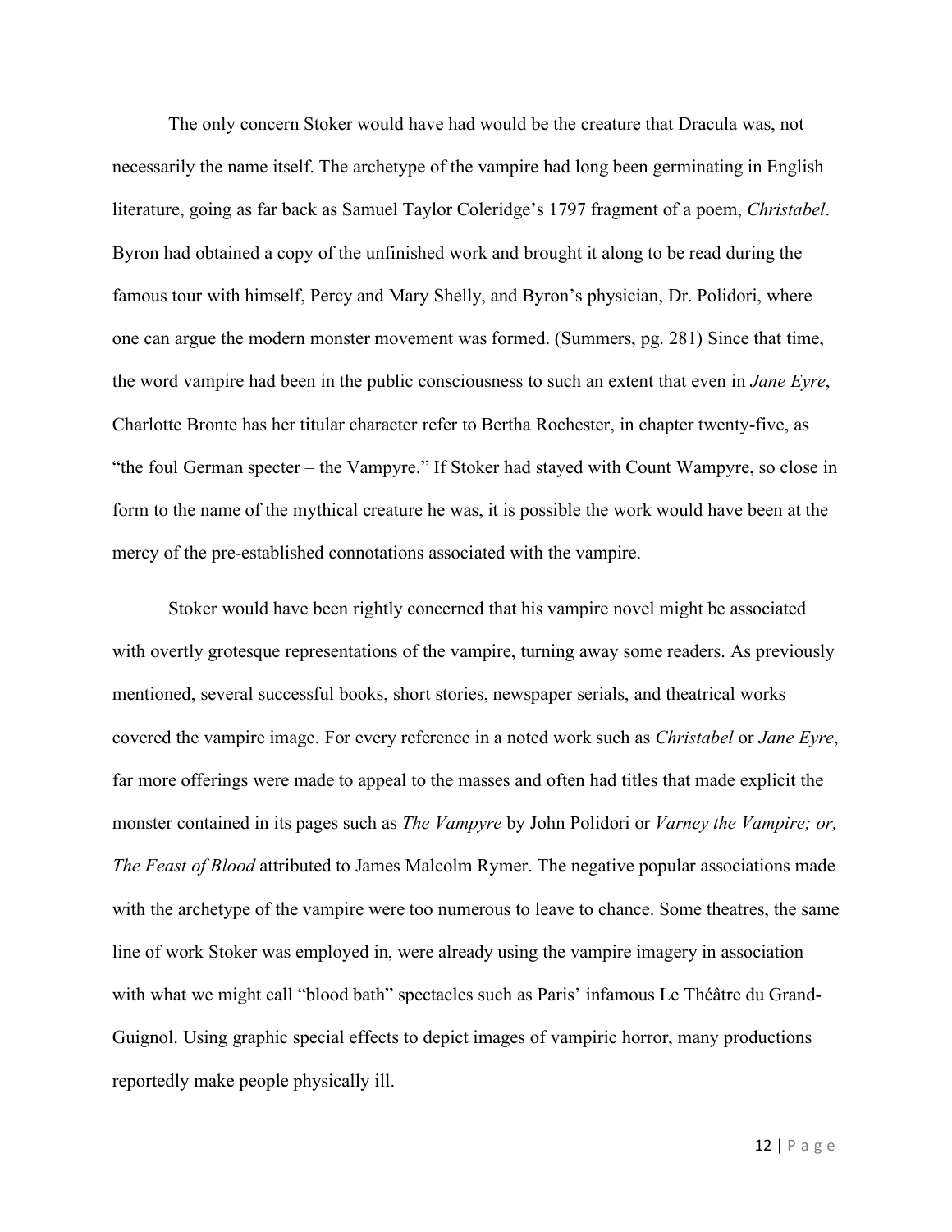The only concern Stoker would have had would be the creature that Dracula was, not necessarily the name itself. The archetype of the vampire had long been germinating in English literature, going as far back as Samuel Taylor Coleridge's 1797 fragment of a poem, *Christabel*. Byron had obtained a copy of the unfinished work and brought it along to be read during the famous tour with himself, Percy and Mary Shelly, and Byron's physician, Dr. Polidori, where one can argue the modern monster movement was formed. (Summers, pg. 281) Since that time, the word vampire had been in the public consciousness to such an extent that even in *Jane Eyre*, Charlotte Bronte has her titular character refer to Bertha Rochester, in chapter twenty-five, as "the foul German specter – the Vampyre." If Stoker had stayed with Count Wampyre, so close in form to the name of the mythical creature he was, it is possible the work would have been at the mercy of the pre-established connotations associated with the vampire.

Stoker would have been rightly concerned that his vampire novel might be associated with overtly grotesque representations of the vampire, turning away some readers. As previously mentioned, several successful books, short stories, newspaper serials, and theatrical works covered the vampire image. For every reference in a noted work such as *Christabel* or *Jane Eyre*, far more offerings were made to appeal to the masses and often had titles that made explicit the monster contained in its pages such as *The Vampyre* by John Polidori or *Varney the Vampire; or, The Feast of Blood* attributed to James Malcolm Rymer. The negative popular associations made with the archetype of the vampire were too numerous to leave to chance. Some theatres, the same line of work Stoker was employed in, were already using the vampire imagery in association with what we might call "blood bath" spectacles such as Paris' infamous Le Théâtre du Grand-Guignol. Using graphic special effects to depict images of vampiric horror, many productions reportedly make people physically ill.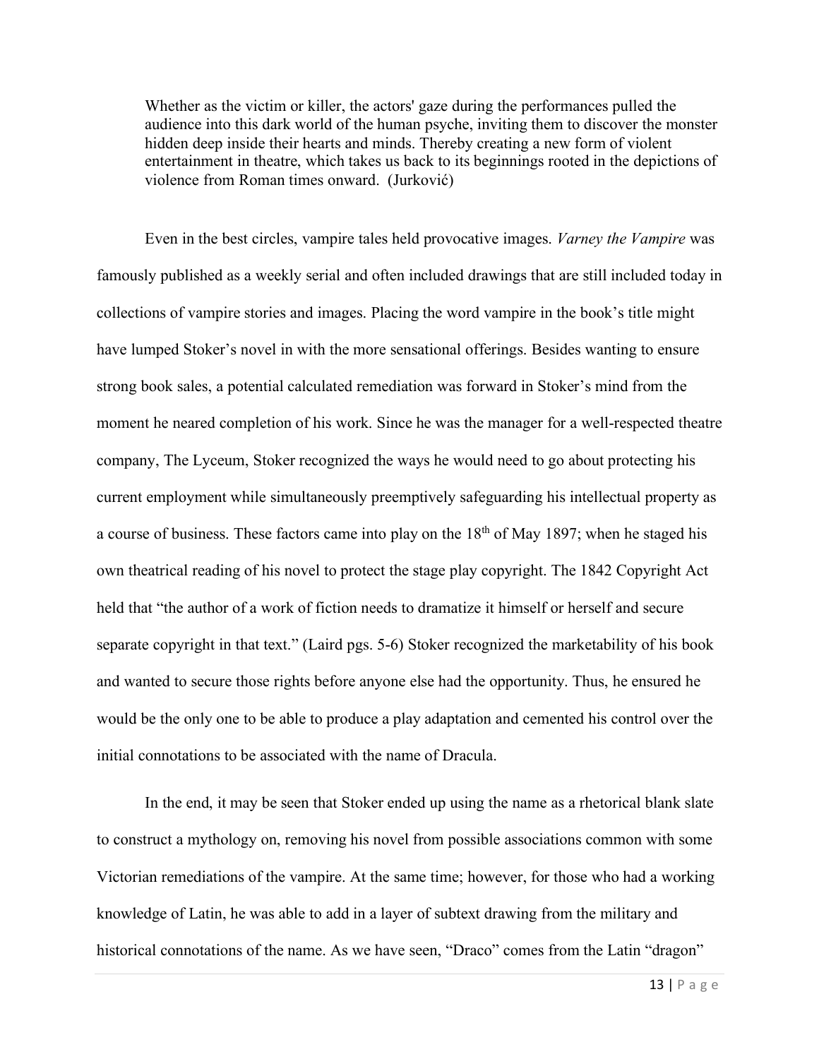> Whether as the victim or killer, the actors' gaze during the performances pulled the audience into this dark world of the human psyche, inviting them to discover the monster hidden deep inside their hearts and minds. Thereby creating a new form of violent entertainment in theatre, which takes us back to its beginnings rooted in the depictions of violence from Roman times onward. (Jurković)

Even in the best circles, vampire tales held provocative images. *Varney the Vampire* was famously published as a weekly serial and often included drawings that are still included today in collections of vampire stories and images. Placing the word vampire in the book's title might have lumped Stoker's novel in with the more sensational offerings. Besides wanting to ensure strong book sales, a potential calculated remediation was forward in Stoker's mind from the moment he neared completion of his work. Since he was the manager for a well-respected theatre company, The Lyceum, Stoker recognized the ways he would need to go about protecting his current employment while simultaneously preemptively safeguarding his intellectual property as a course of business. These factors came into play on the 18th of May 1897; when he staged his own theatrical reading of his novel to protect the stage play copyright. The 1842 Copyright Act held that "the author of a work of fiction needs to dramatize it himself or herself and secure separate copyright in that text." (Laird pgs. 5-6) Stoker recognized the marketability of his book and wanted to secure those rights before anyone else had the opportunity. Thus, he ensured he would be the only one to be able to produce a play adaptation and cemented his control over the initial connotations to be associated with the name of Dracula.

In the end, it may be seen that Stoker ended up using the name as a rhetorical blank slate to construct a mythology on, removing his novel from possible associations common with some Victorian remediations of the vampire. At the same time; however, for those who had a working knowledge of Latin, he was able to add in a layer of subtext drawing from the military and historical connotations of the name. As we have seen, "Draco" comes from the Latin "dragon"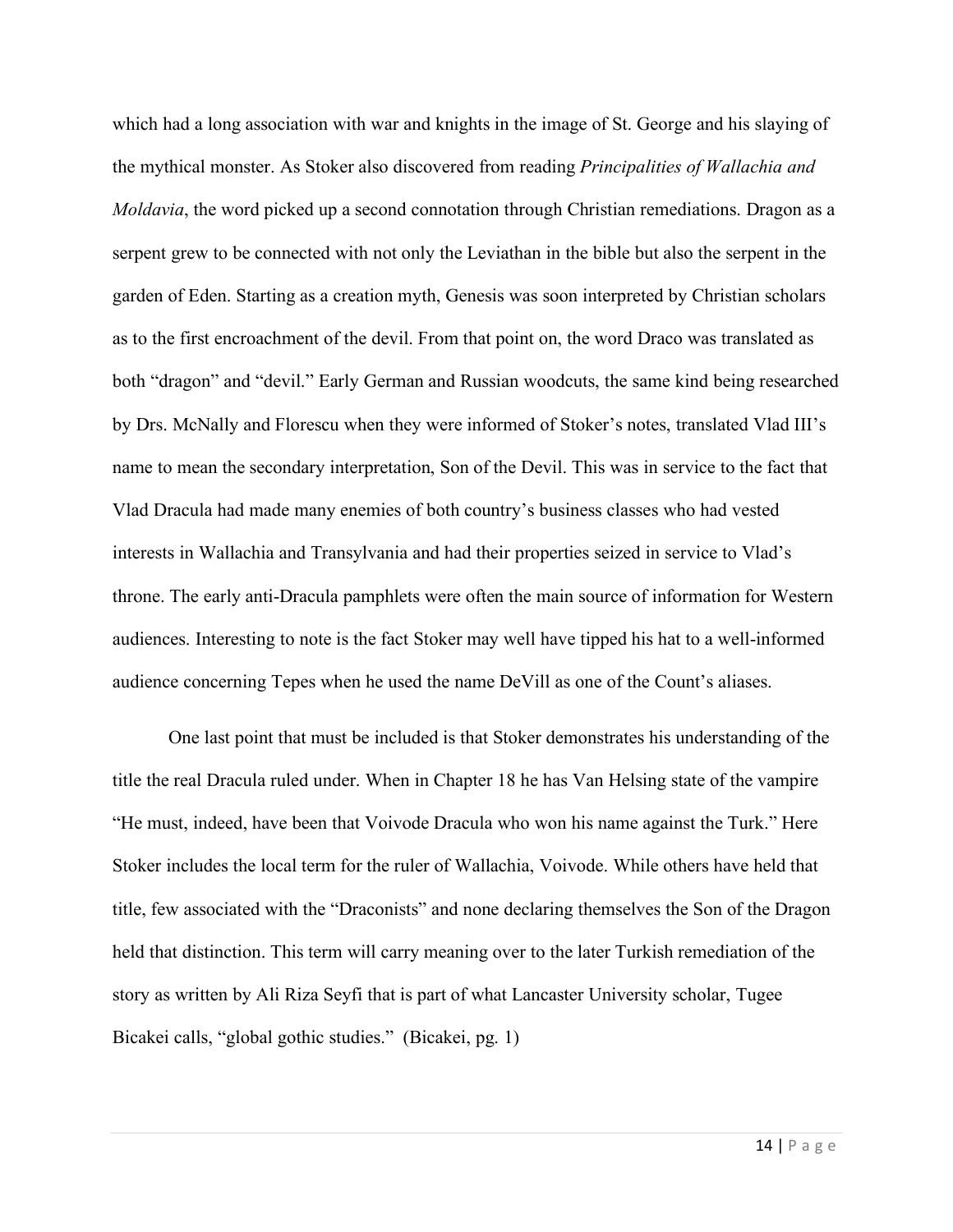which had a long association with war and knights in the image of St. George and his slaying of the mythical monster. As Stoker also discovered from reading *Principalities of Wallachia and Moldavia*, the word picked up a second connotation through Christian remediations. Dragon as a serpent grew to be connected with not only the Leviathan in the bible but also the serpent in the garden of Eden. Starting as a creation myth, Genesis was soon interpreted by Christian scholars as to the first encroachment of the devil. From that point on, the word Draco was translated as both "dragon" and "devil." Early German and Russian woodcuts, the same kind being researched by Drs. McNally and Florescu when they were informed of Stoker's notes, translated Vlad III's name to mean the secondary interpretation, Son of the Devil. This was in service to the fact that Vlad Dracula had made many enemies of both country's business classes who had vested interests in Wallachia and Transylvania and had their properties seized in service to Vlad's throne. The early anti-Dracula pamphlets were often the main source of information for Western audiences. Interesting to note is the fact Stoker may well have tipped his hat to a well-informed audience concerning Tepes when he used the name DeVill as one of the Count's aliases.

One last point that must be included is that Stoker demonstrates his understanding of the title the real Dracula ruled under. When in Chapter 18 he has Van Helsing state of the vampire "He must, indeed, have been that Voivode Dracula who won his name against the Turk." Here Stoker includes the local term for the ruler of Wallachia, Voivode. While others have held that title, few associated with the "Draconists" and none declaring themselves the Son of the Dragon held that distinction. This term will carry meaning over to the later Turkish remediation of the story as written by Ali Riza Seyfi that is part of what Lancaster University scholar, Tugee Bicakei calls, "global gothic studies." (Bicakei, pg. 1)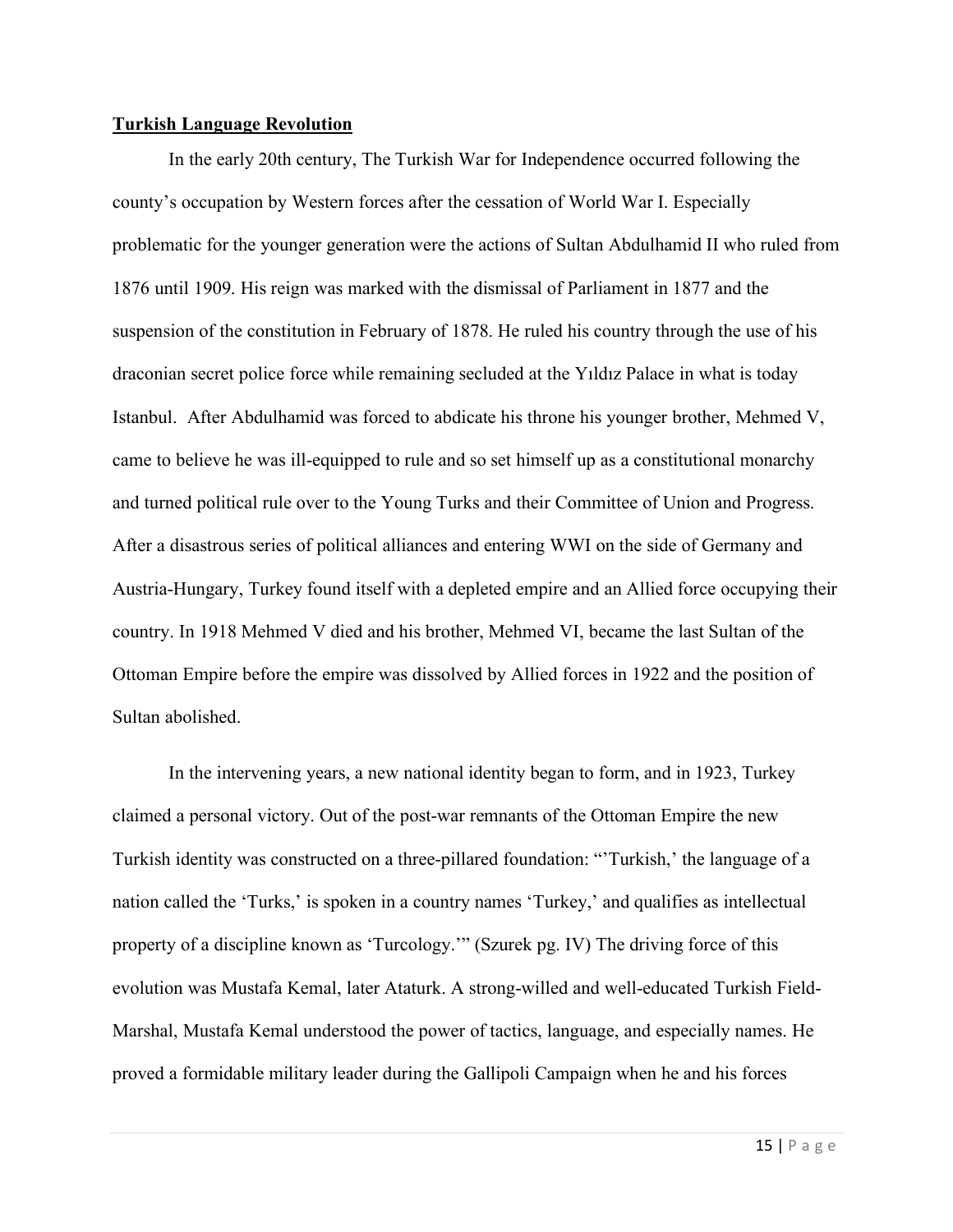**Turkish Language Revolution**

In the early 20th century, The Turkish War for Independence occurred following the county's occupation by Western forces after the cessation of World War I. Especially problematic for the younger generation were the actions of Sultan Abdulhamid II who ruled from 1876 until 1909. His reign was marked with the dismissal of Parliament in 1877 and the suspension of the constitution in February of 1878. He ruled his country through the use of his draconian secret police force while remaining secluded at the Yıldız Palace in what is today Istanbul. After Abdulhamid was forced to abdicate his throne his younger brother, Mehmed V, came to believe he was ill-equipped to rule and so set himself up as a constitutional monarchy and turned political rule over to the Young Turks and their Committee of Union and Progress. After a disastrous series of political alliances and entering WWI on the side of Germany and Austria-Hungary, Turkey found itself with a depleted empire and an Allied force occupying their country. In 1918 Mehmed V died and his brother, Mehmed VI, became the last Sultan of the Ottoman Empire before the empire was dissolved by Allied forces in 1922 and the position of Sultan abolished.

In the intervening years, a new national identity began to form, and in 1923, Turkey claimed a personal victory. Out of the post-war remnants of the Ottoman Empire the new Turkish identity was constructed on a three-pillared foundation: "'Turkish,' the language of a nation called the 'Turks,' is spoken in a country names 'Turkey,' and qualifies as intellectual property of a discipline known as 'Turcology.'" (Szurek pg. IV) The driving force of this evolution was Mustafa Kemal, later Ataturk. A strong-willed and well-educated Turkish Field-Marshal, Mustafa Kemal understood the power of tactics, language, and especially names. He proved a formidable military leader during the Gallipoli Campaign when he and his forces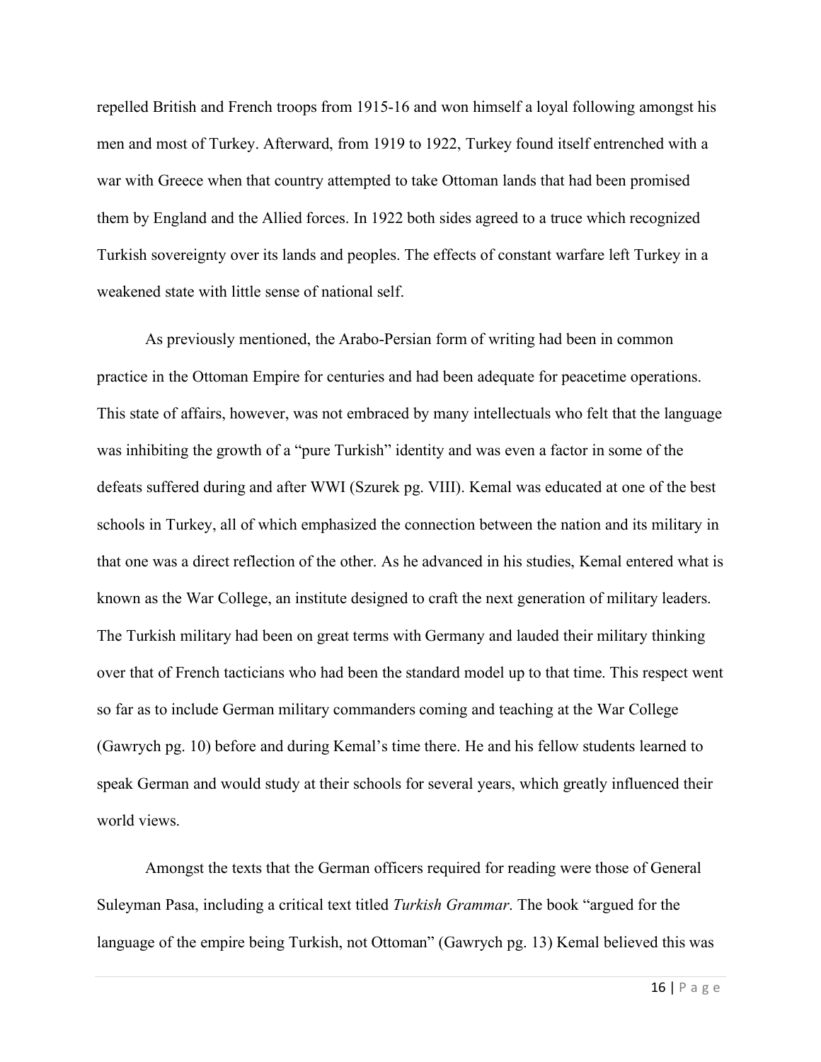repelled British and French troops from 1915-16 and won himself a loyal following amongst his men and most of Turkey. Afterward, from 1919 to 1922, Turkey found itself entrenched with a war with Greece when that country attempted to take Ottoman lands that had been promised them by England and the Allied forces. In 1922 both sides agreed to a truce which recognized Turkish sovereignty over its lands and peoples. The effects of constant warfare left Turkey in a weakened state with little sense of national self.

As previously mentioned, the Arabo-Persian form of writing had been in common practice in the Ottoman Empire for centuries and had been adequate for peacetime operations. This state of affairs, however, was not embraced by many intellectuals who felt that the language was inhibiting the growth of a "pure Turkish" identity and was even a factor in some of the defeats suffered during and after WWI (Szurek pg. VIII). Kemal was educated at one of the best schools in Turkey, all of which emphasized the connection between the nation and its military in that one was a direct reflection of the other. As he advanced in his studies, Kemal entered what is known as the War College, an institute designed to craft the next generation of military leaders. The Turkish military had been on great terms with Germany and lauded their military thinking over that of French tacticians who had been the standard model up to that time. This respect went so far as to include German military commanders coming and teaching at the War College (Gawrych pg. 10) before and during Kemal's time there. He and his fellow students learned to speak German and would study at their schools for several years, which greatly influenced their world views.

Amongst the texts that the German officers required for reading were those of General Suleyman Pasa, including a critical text titled *Turkish Grammar*. The book "argued for the language of the empire being Turkish, not Ottoman" (Gawrych pg. 13) Kemal believed this was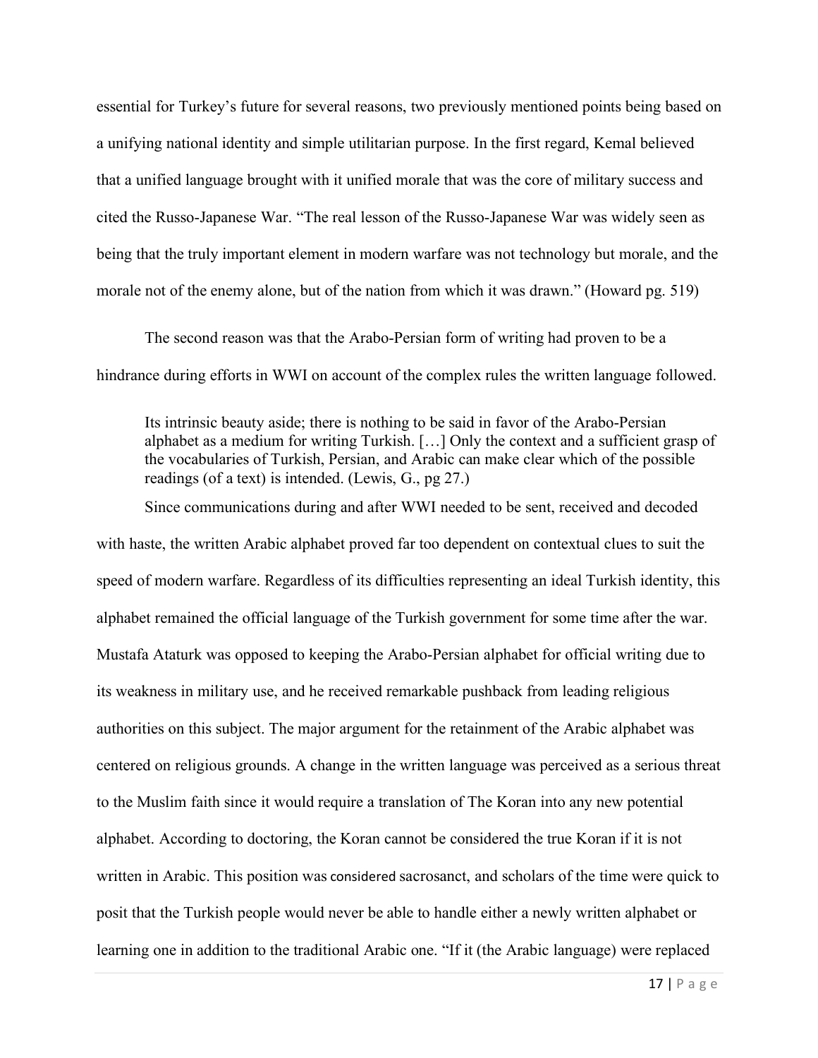essential for Turkey's future for several reasons, two previously mentioned points being based on a unifying national identity and simple utilitarian purpose. In the first regard, Kemal believed that a unified language brought with it unified morale that was the core of military success and cited the Russo-Japanese War. "The real lesson of the Russo-Japanese War was widely seen as being that the truly important element in modern warfare was not technology but morale, and the morale not of the enemy alone, but of the nation from which it was drawn." (Howard pg. 519)

The second reason was that the Arabo-Persian form of writing had proven to be a hindrance during efforts in WWI on account of the complex rules the written language followed.

> Its intrinsic beauty aside; there is nothing to be said in favor of the Arabo-Persian alphabet as a medium for writing Turkish. […] Only the context and a sufficient grasp of the vocabularies of Turkish, Persian, and Arabic can make clear which of the possible readings (of a text) is intended. (Lewis, G., pg 27.)

Since communications during and after WWI needed to be sent, received and decoded with haste, the written Arabic alphabet proved far too dependent on contextual clues to suit the speed of modern warfare. Regardless of its difficulties representing an ideal Turkish identity, this alphabet remained the official language of the Turkish government for some time after the war. Mustafa Ataturk was opposed to keeping the Arabo-Persian alphabet for official writing due to its weakness in military use, and he received remarkable pushback from leading religious authorities on this subject. The major argument for the retainment of the Arabic alphabet was centered on religious grounds. A change in the written language was perceived as a serious threat to the Muslim faith since it would require a translation of The Koran into any new potential alphabet. According to doctoring, the Koran cannot be considered the true Koran if it is not written in Arabic. This position was considered sacrosanct, and scholars of the time were quick to posit that the Turkish people would never be able to handle either a newly written alphabet or learning one in addition to the traditional Arabic one. "If it (the Arabic language) were replaced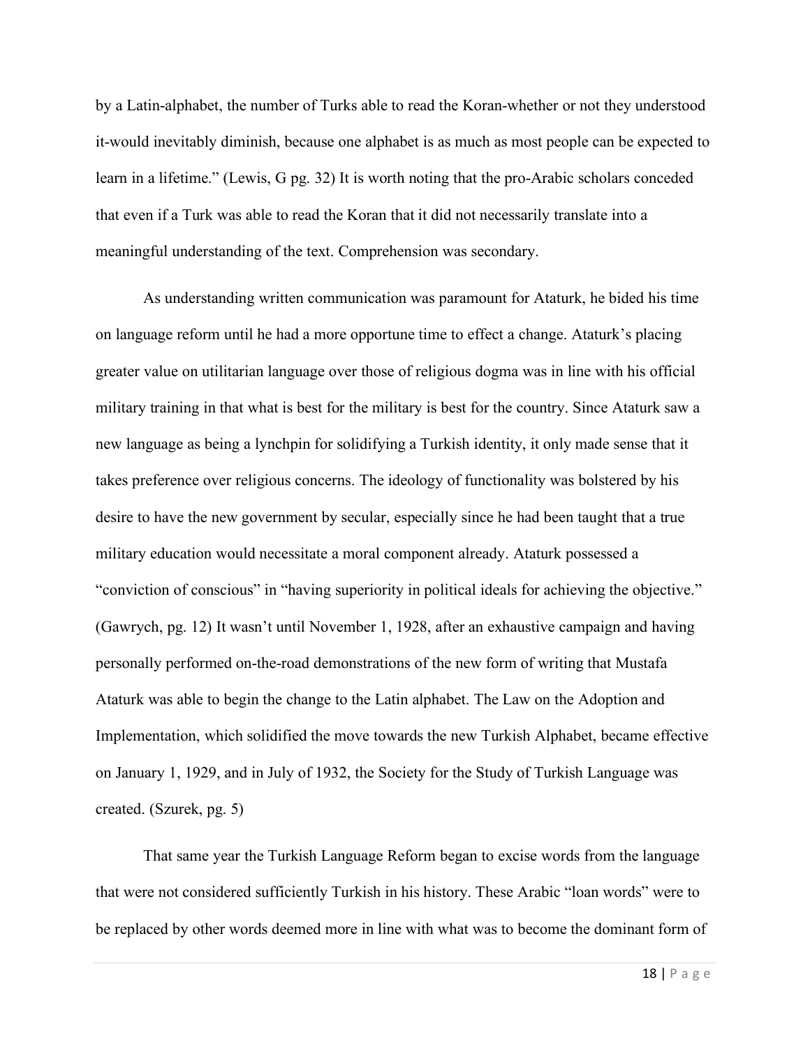by a Latin-alphabet, the number of Turks able to read the Koran-whether or not they understood it-would inevitably diminish, because one alphabet is as much as most people can be expected to learn in a lifetime." (Lewis, G pg. 32) It is worth noting that the pro-Arabic scholars conceded that even if a Turk was able to read the Koran that it did not necessarily translate into a meaningful understanding of the text. Comprehension was secondary.

As understanding written communication was paramount for Ataturk, he bided his time on language reform until he had a more opportune time to effect a change. Ataturk's placing greater value on utilitarian language over those of religious dogma was in line with his official military training in that what is best for the military is best for the country. Since Ataturk saw a new language as being a lynchpin for solidifying a Turkish identity, it only made sense that it takes preference over religious concerns. The ideology of functionality was bolstered by his desire to have the new government by secular, especially since he had been taught that a true military education would necessitate a moral component already. Ataturk possessed a "conviction of conscious" in "having superiority in political ideals for achieving the objective." (Gawrych, pg. 12) It wasn't until November 1, 1928, after an exhaustive campaign and having personally performed on-the-road demonstrations of the new form of writing that Mustafa Ataturk was able to begin the change to the Latin alphabet. The Law on the Adoption and Implementation, which solidified the move towards the new Turkish Alphabet, became effective on January 1, 1929, and in July of 1932, the Society for the Study of Turkish Language was created. (Szurek, pg. 5)

That same year the Turkish Language Reform began to excise words from the language that were not considered sufficiently Turkish in his history. These Arabic "loan words" were to be replaced by other words deemed more in line with what was to become the dominant form of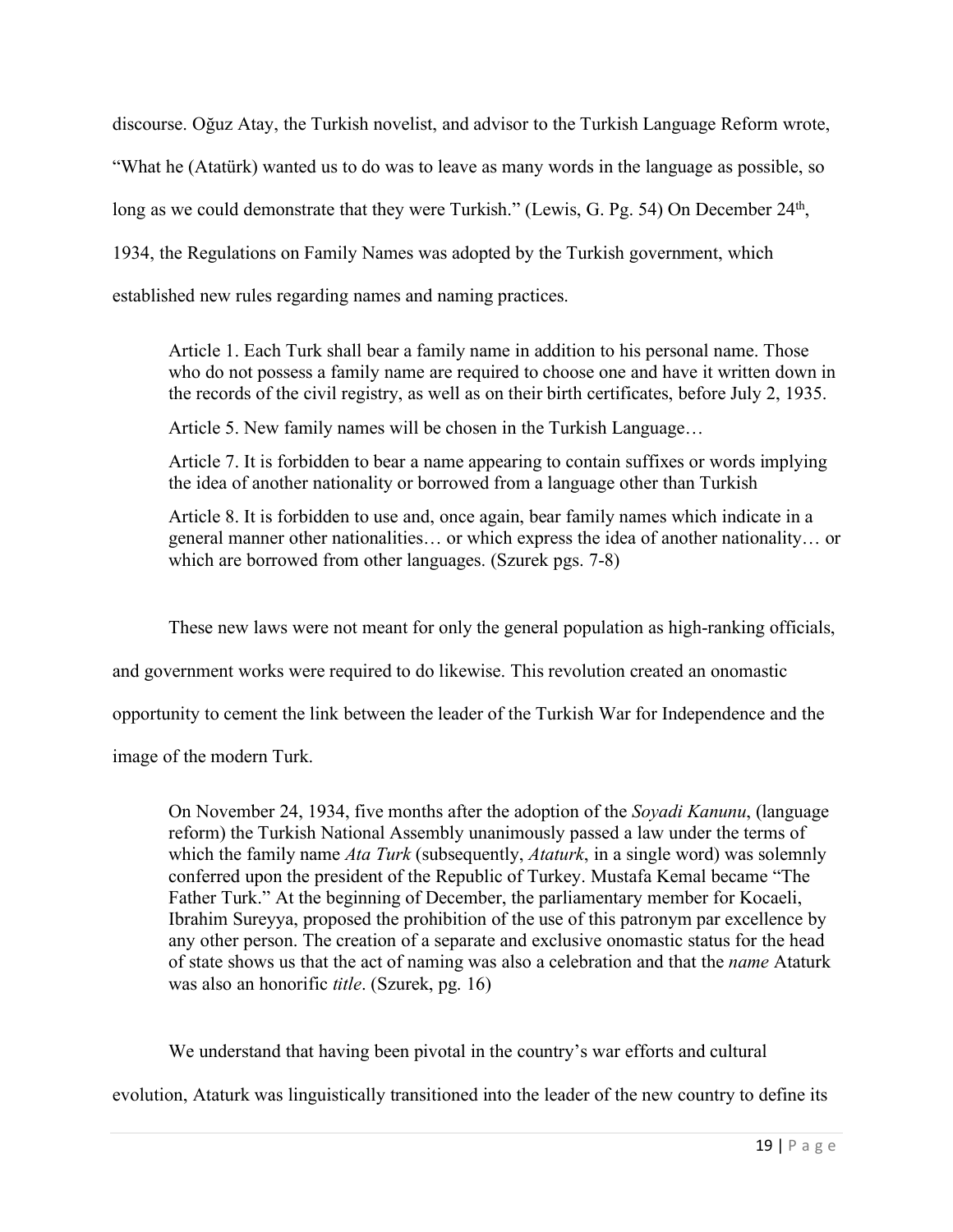discourse. Oğuz Atay, the Turkish novelist, and advisor to the Turkish Language Reform wrote, "What he (Atatürk) wanted us to do was to leave as many words in the language as possible, so long as we could demonstrate that they were Turkish." (Lewis, G. Pg. 54) On December 24th, 1934, the Regulations on Family Names was adopted by the Turkish government, which established new rules regarding names and naming practices.

> Article 1. Each Turk shall bear a family name in addition to his personal name. Those who do not possess a family name are required to choose one and have it written down in the records of the civil registry, as well as on their birth certificates, before July 2, 1935.
>
> Article 5. New family names will be chosen in the Turkish Language…
>
> Article 7. It is forbidden to bear a name appearing to contain suffixes or words implying the idea of another nationality or borrowed from a language other than Turkish
>
> Article 8. It is forbidden to use and, once again, bear family names which indicate in a general manner other nationalities… or which express the idea of another nationality… or which are borrowed from other languages. (Szurek pgs. 7-8)

These new laws were not meant for only the general population as high-ranking officials, and government works were required to do likewise. This revolution created an onomastic opportunity to cement the link between the leader of the Turkish War for Independence and the image of the modern Turk.

> On November 24, 1934, five months after the adoption of the *Soyadi Kanunu*, (language reform) the Turkish National Assembly unanimously passed a law under the terms of which the family name *Ata Turk* (subsequently, *Ataturk*, in a single word) was solemnly conferred upon the president of the Republic of Turkey. Mustafa Kemal became "The Father Turk." At the beginning of December, the parliamentary member for Kocaeli, Ibrahim Sureyya, proposed the prohibition of the use of this patronym par excellence by any other person. The creation of a separate and exclusive onomastic status for the head of state shows us that the act of naming was also a celebration and that the *name* Ataturk was also an honorific *title*. (Szurek, pg. 16)

We understand that having been pivotal in the country's war efforts and cultural evolution, Ataturk was linguistically transitioned into the leader of the new country to define its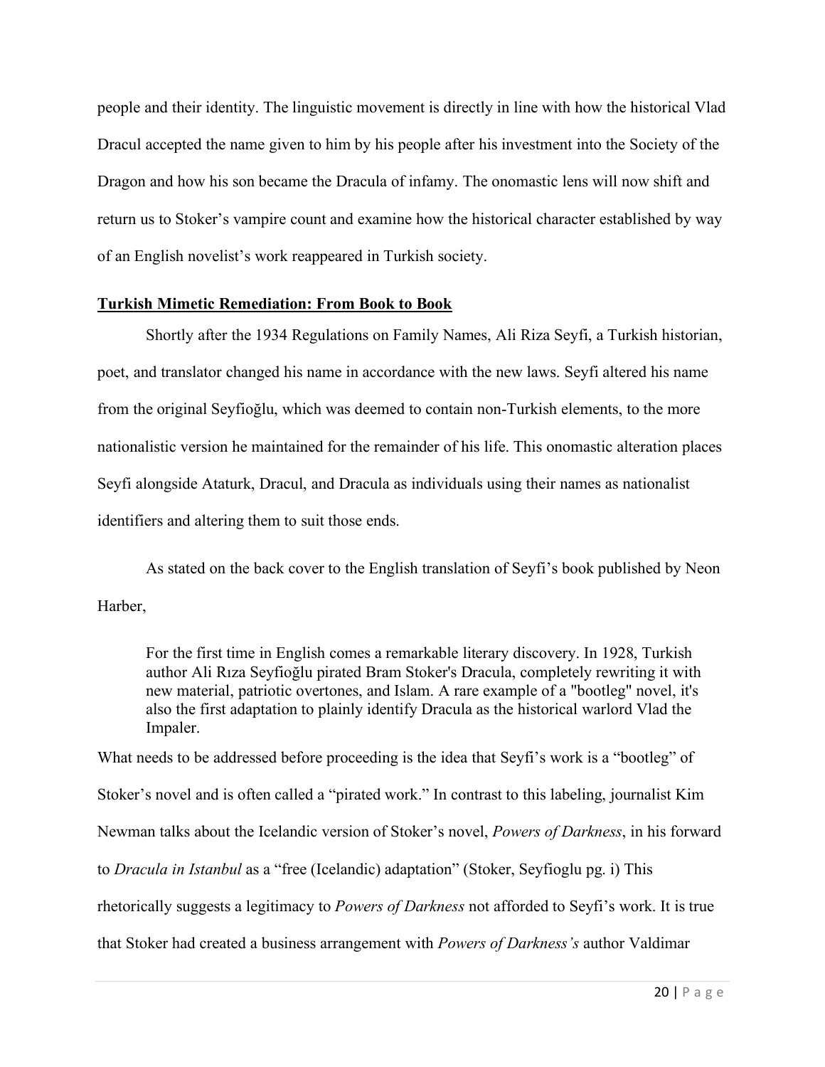people and their identity. The linguistic movement is directly in line with how the historical Vlad Dracul accepted the name given to him by his people after his investment into the Society of the Dragon and how his son became the Dracula of infamy. The onomastic lens will now shift and return us to Stoker's vampire count and examine how the historical character established by way of an English novelist's work reappeared in Turkish society.

## **Turkish Mimetic Remediation: From Book to Book**

Shortly after the 1934 Regulations on Family Names, Ali Riza Seyfi, a Turkish historian, poet, and translator changed his name in accordance with the new laws. Seyfi altered his name from the original Seyfioğlu, which was deemed to contain non-Turkish elements, to the more nationalistic version he maintained for the remainder of his life. This onomastic alteration places Seyfi alongside Ataturk, Dracul, and Dracula as individuals using their names as nationalist identifiers and altering them to suit those ends.

As stated on the back cover to the English translation of Seyfi's book published by Neon Harber,

> For the first time in English comes a remarkable literary discovery. In 1928, Turkish author Ali Rıza Seyfioğlu pirated Bram Stoker's Dracula, completely rewriting it with new material, patriotic overtones, and Islam. A rare example of a "bootleg" novel, it's also the first adaptation to plainly identify Dracula as the historical warlord Vlad the Impaler.

What needs to be addressed before proceeding is the idea that Seyfi's work is a "bootleg" of Stoker's novel and is often called a "pirated work." In contrast to this labeling, journalist Kim Newman talks about the Icelandic version of Stoker's novel, *Powers of Darkness*, in his forward to *Dracula in Istanbul* as a "free (Icelandic) adaptation" (Stoker, Seyfioglu pg. i) This rhetorically suggests a legitimacy to *Powers of Darkness* not afforded to Seyfi's work. It is true that Stoker had created a business arrangement with *Powers of Darkness's* author Valdimar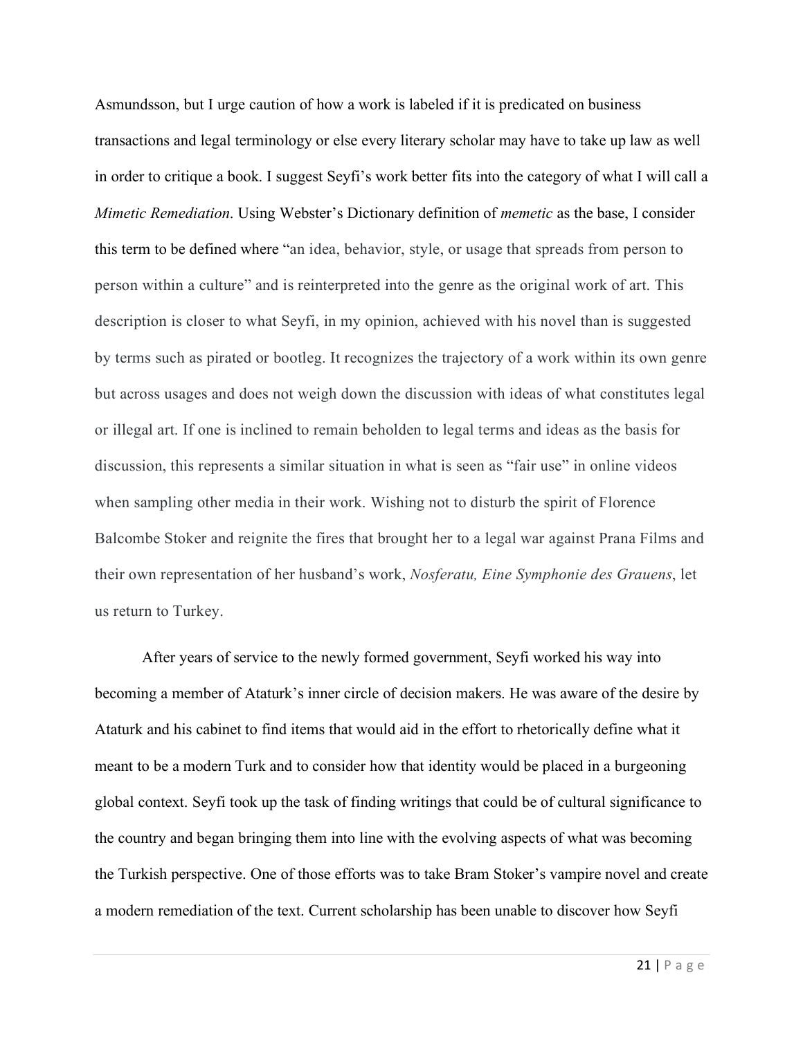Asmundsson, but I urge caution of how a work is labeled if it is predicated on business transactions and legal terminology or else every literary scholar may have to take up law as well in order to critique a book. I suggest Seyfi's work better fits into the category of what I will call a *Mimetic Remediation*. Using Webster's Dictionary definition of *memetic* as the base, I consider this term to be defined where "an idea, behavior, style, or usage that spreads from person to person within a culture" and is reinterpreted into the genre as the original work of art. This description is closer to what Seyfi, in my opinion, achieved with his novel than is suggested by terms such as pirated or bootleg. It recognizes the trajectory of a work within its own genre but across usages and does not weigh down the discussion with ideas of what constitutes legal or illegal art. If one is inclined to remain beholden to legal terms and ideas as the basis for discussion, this represents a similar situation in what is seen as "fair use" in online videos when sampling other media in their work. Wishing not to disturb the spirit of Florence Balcombe Stoker and reignite the fires that brought her to a legal war against Prana Films and their own representation of her husband's work, *Nosferatu, Eine Symphonie des Grauens*, let us return to Turkey.

After years of service to the newly formed government, Seyfi worked his way into becoming a member of Ataturk's inner circle of decision makers. He was aware of the desire by Ataturk and his cabinet to find items that would aid in the effort to rhetorically define what it meant to be a modern Turk and to consider how that identity would be placed in a burgeoning global context. Seyfi took up the task of finding writings that could be of cultural significance to the country and began bringing them into line with the evolving aspects of what was becoming the Turkish perspective. One of those efforts was to take Bram Stoker's vampire novel and create a modern remediation of the text. Current scholarship has been unable to discover how Seyfi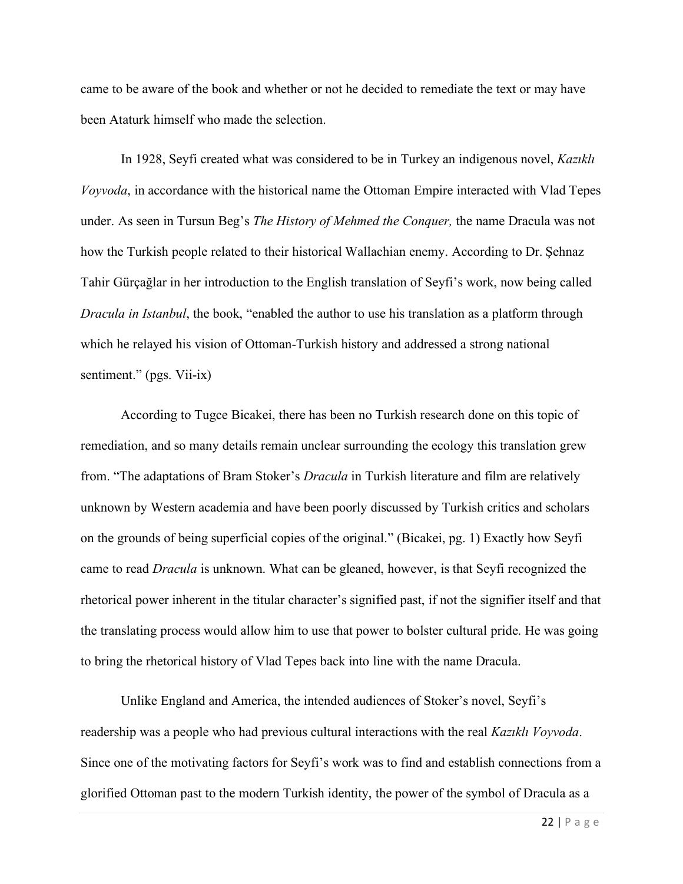came to be aware of the book and whether or not he decided to remediate the text or may have been Ataturk himself who made the selection.

In 1928, Seyfi created what was considered to be in Turkey an indigenous novel, *Kazıklı Voyvoda*, in accordance with the historical name the Ottoman Empire interacted with Vlad Tepes under. As seen in Tursun Beg's *The History of Mehmed the Conquer,* the name Dracula was not how the Turkish people related to their historical Wallachian enemy. According to Dr. Şehnaz Tahir Gürçağlar in her introduction to the English translation of Seyfi's work, now being called *Dracula in Istanbul*, the book, "enabled the author to use his translation as a platform through which he relayed his vision of Ottoman-Turkish history and addressed a strong national sentiment." (pgs. Vii-ix)

According to Tugce Bicakei, there has been no Turkish research done on this topic of remediation, and so many details remain unclear surrounding the ecology this translation grew from. "The adaptations of Bram Stoker's *Dracula* in Turkish literature and film are relatively unknown by Western academia and have been poorly discussed by Turkish critics and scholars on the grounds of being superficial copies of the original." (Bicakei, pg. 1) Exactly how Seyfi came to read *Dracula* is unknown. What can be gleaned, however, is that Seyfi recognized the rhetorical power inherent in the titular character's signified past, if not the signifier itself and that the translating process would allow him to use that power to bolster cultural pride. He was going to bring the rhetorical history of Vlad Tepes back into line with the name Dracula.

Unlike England and America, the intended audiences of Stoker's novel, Seyfi's readership was a people who had previous cultural interactions with the real *Kazıklı Voyvoda*. Since one of the motivating factors for Seyfi's work was to find and establish connections from a glorified Ottoman past to the modern Turkish identity, the power of the symbol of Dracula as a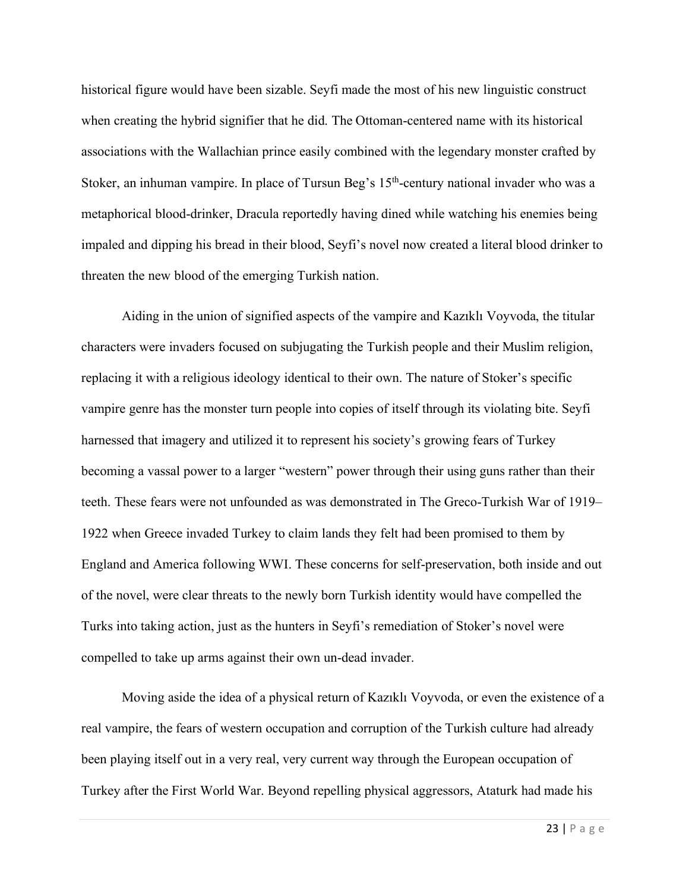historical figure would have been sizable. Seyfi made the most of his new linguistic construct when creating the hybrid signifier that he did. The Ottoman-centered name with its historical associations with the Wallachian prince easily combined with the legendary monster crafted by Stoker, an inhuman vampire. In place of Tursun Beg's 15th-century national invader who was a metaphorical blood-drinker, Dracula reportedly having dined while watching his enemies being impaled and dipping his bread in their blood, Seyfi's novel now created a literal blood drinker to threaten the new blood of the emerging Turkish nation.

Aiding in the union of signified aspects of the vampire and Kazıklı Voyvoda, the titular characters were invaders focused on subjugating the Turkish people and their Muslim religion, replacing it with a religious ideology identical to their own. The nature of Stoker's specific vampire genre has the monster turn people into copies of itself through its violating bite. Seyfi harnessed that imagery and utilized it to represent his society's growing fears of Turkey becoming a vassal power to a larger "western" power through their using guns rather than their teeth. These fears were not unfounded as was demonstrated in The Greco-Turkish War of 1919–1922 when Greece invaded Turkey to claim lands they felt had been promised to them by England and America following WWI. These concerns for self-preservation, both inside and out of the novel, were clear threats to the newly born Turkish identity would have compelled the Turks into taking action, just as the hunters in Seyfi's remediation of Stoker's novel were compelled to take up arms against their own un-dead invader.

Moving aside the idea of a physical return of Kazıklı Voyvoda, or even the existence of a real vampire, the fears of western occupation and corruption of the Turkish culture had already been playing itself out in a very real, very current way through the European occupation of Turkey after the First World War. Beyond repelling physical aggressors, Ataturk had made his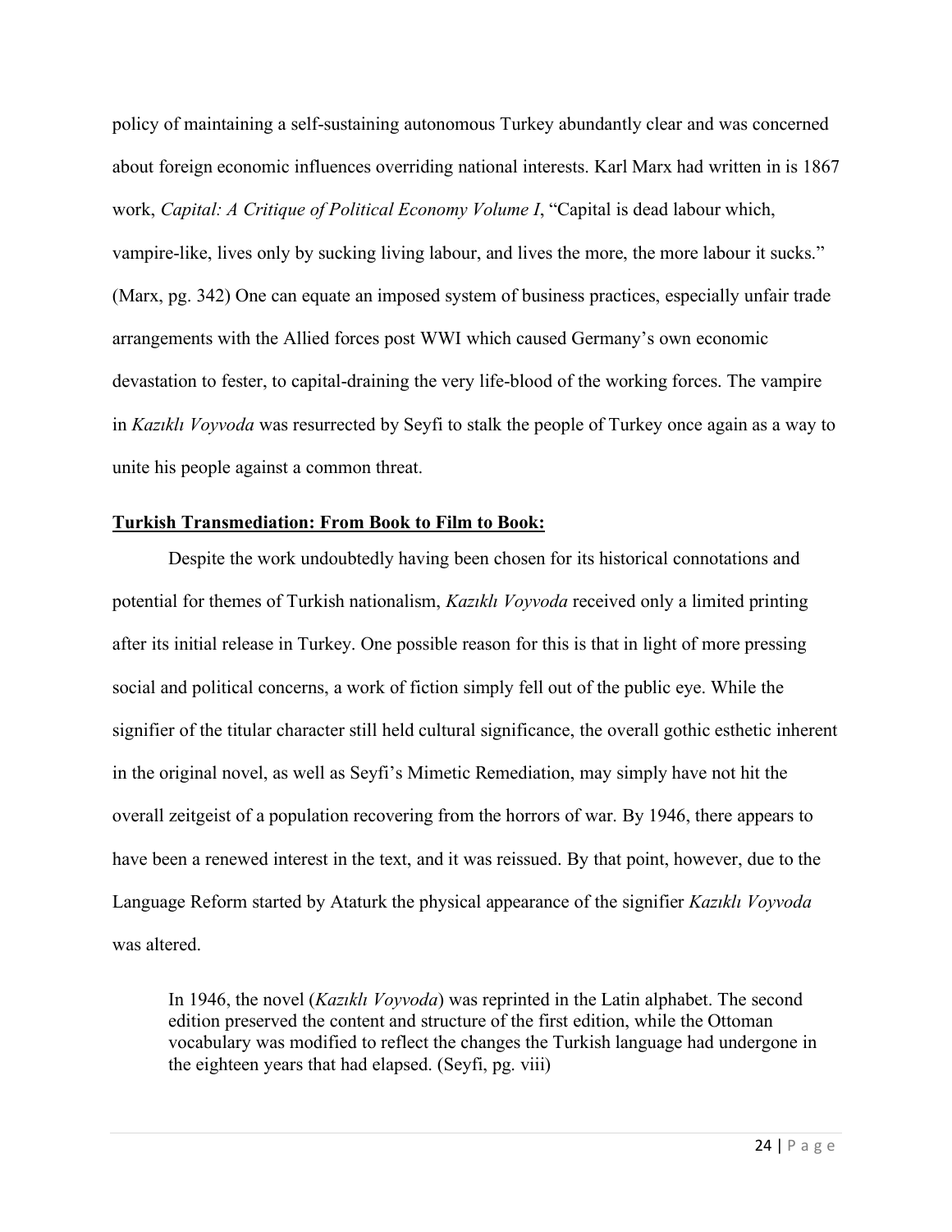policy of maintaining a self-sustaining autonomous Turkey abundantly clear and was concerned about foreign economic influences overriding national interests. Karl Marx had written in is 1867 work, *Capital: A Critique of Political Economy Volume I*, "Capital is dead labour which, vampire-like, lives only by sucking living labour, and lives the more, the more labour it sucks." (Marx, pg. 342) One can equate an imposed system of business practices, especially unfair trade arrangements with the Allied forces post WWI which caused Germany's own economic devastation to fester, to capital-draining the very life-blood of the working forces. The vampire in *Kazıklı Voyvoda* was resurrected by Seyfi to stalk the people of Turkey once again as a way to unite his people against a common threat.

**Turkish Transmediation: From Book to Film to Book:**

Despite the work undoubtedly having been chosen for its historical connotations and potential for themes of Turkish nationalism, *Kazıklı Voyvoda* received only a limited printing after its initial release in Turkey. One possible reason for this is that in light of more pressing social and political concerns, a work of fiction simply fell out of the public eye. While the signifier of the titular character still held cultural significance, the overall gothic esthetic inherent in the original novel, as well as Seyfi's Mimetic Remediation, may simply have not hit the overall zeitgeist of a population recovering from the horrors of war. By 1946, there appears to have been a renewed interest in the text, and it was reissued. By that point, however, due to the Language Reform started by Ataturk the physical appearance of the signifier *Kazıklı Voyvoda* was altered.

> In 1946, the novel (*Kazıklı Voyvoda*) was reprinted in the Latin alphabet. The second edition preserved the content and structure of the first edition, while the Ottoman vocabulary was modified to reflect the changes the Turkish language had undergone in the eighteen years that had elapsed. (Seyfi, pg. viii)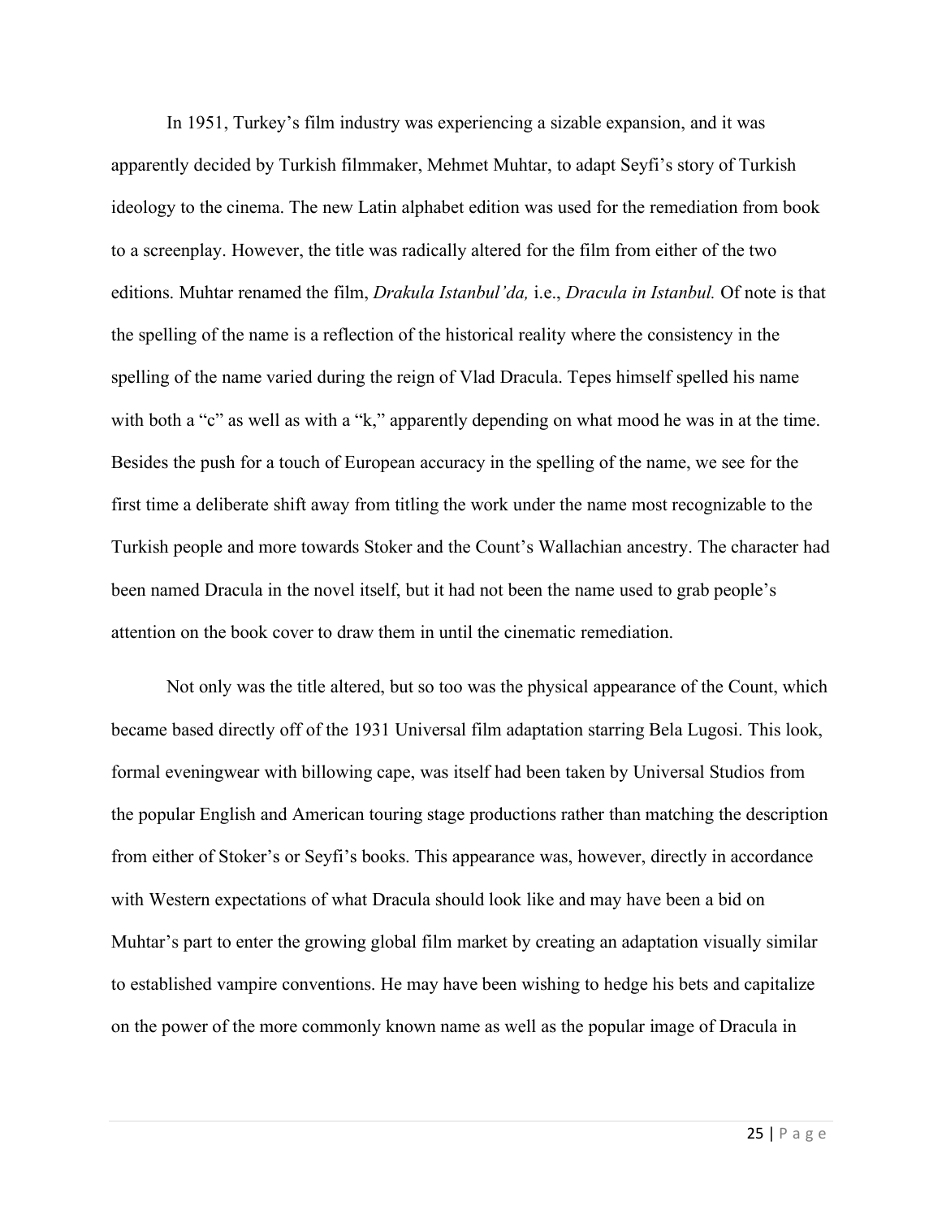In 1951, Turkey's film industry was experiencing a sizable expansion, and it was apparently decided by Turkish filmmaker, Mehmet Muhtar, to adapt Seyfi's story of Turkish ideology to the cinema. The new Latin alphabet edition was used for the remediation from book to a screenplay. However, the title was radically altered for the film from either of the two editions. Muhtar renamed the film, *Drakula Istanbul'da,* i.e., *Dracula in Istanbul.* Of note is that the spelling of the name is a reflection of the historical reality where the consistency in the spelling of the name varied during the reign of Vlad Dracula. Tepes himself spelled his name with both a "c" as well as with a "k," apparently depending on what mood he was in at the time. Besides the push for a touch of European accuracy in the spelling of the name, we see for the first time a deliberate shift away from titling the work under the name most recognizable to the Turkish people and more towards Stoker and the Count's Wallachian ancestry. The character had been named Dracula in the novel itself, but it had not been the name used to grab people's attention on the book cover to draw them in until the cinematic remediation.

Not only was the title altered, but so too was the physical appearance of the Count, which became based directly off of the 1931 Universal film adaptation starring Bela Lugosi. This look, formal eveningwear with billowing cape, was itself had been taken by Universal Studios from the popular English and American touring stage productions rather than matching the description from either of Stoker's or Seyfi's books. This appearance was, however, directly in accordance with Western expectations of what Dracula should look like and may have been a bid on Muhtar's part to enter the growing global film market by creating an adaptation visually similar to established vampire conventions. He may have been wishing to hedge his bets and capitalize on the power of the more commonly known name as well as the popular image of Dracula in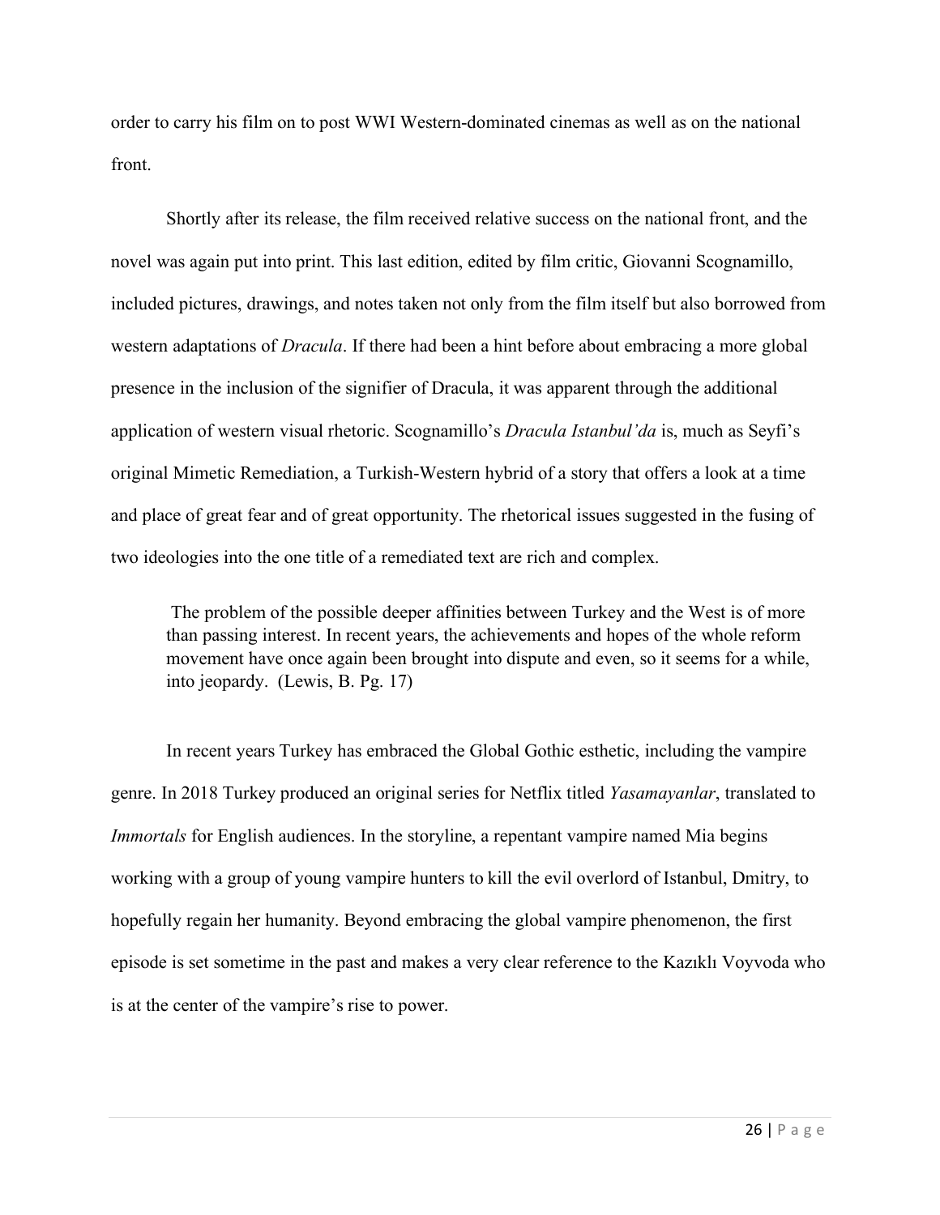order to carry his film on to post WWI Western-dominated cinemas as well as on the national front.

Shortly after its release, the film received relative success on the national front, and the novel was again put into print. This last edition, edited by film critic, Giovanni Scognamillo, included pictures, drawings, and notes taken not only from the film itself but also borrowed from western adaptations of *Dracula*. If there had been a hint before about embracing a more global presence in the inclusion of the signifier of Dracula, it was apparent through the additional application of western visual rhetoric. Scognamillo's *Dracula Istanbul'da* is, much as Seyfi's original Mimetic Remediation, a Turkish-Western hybrid of a story that offers a look at a time and place of great fear and of great opportunity. The rhetorical issues suggested in the fusing of two ideologies into the one title of a remediated text are rich and complex.

> The problem of the possible deeper affinities between Turkey and the West is of more than passing interest. In recent years, the achievements and hopes of the whole reform movement have once again been brought into dispute and even, so it seems for a while, into jeopardy. (Lewis, B. Pg. 17)

In recent years Turkey has embraced the Global Gothic esthetic, including the vampire genre. In 2018 Turkey produced an original series for Netflix titled *Yasamayanlar*, translated to *Immortals* for English audiences. In the storyline, a repentant vampire named Mia begins working with a group of young vampire hunters to kill the evil overlord of Istanbul, Dmitry, to hopefully regain her humanity. Beyond embracing the global vampire phenomenon, the first episode is set sometime in the past and makes a very clear reference to the Kazıklı Voyvoda who is at the center of the vampire's rise to power.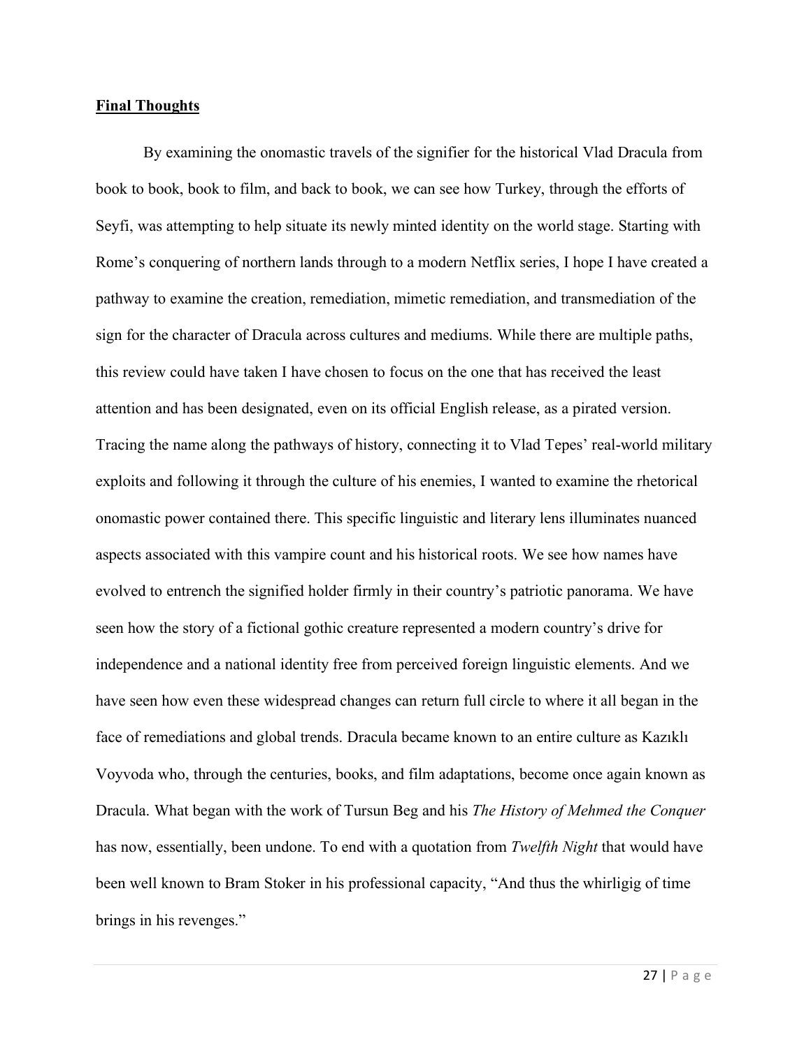**Final Thoughts**

By examining the onomastic travels of the signifier for the historical Vlad Dracula from book to book, book to film, and back to book, we can see how Turkey, through the efforts of Seyfi, was attempting to help situate its newly minted identity on the world stage. Starting with Rome's conquering of northern lands through to a modern Netflix series, I hope I have created a pathway to examine the creation, remediation, mimetic remediation, and transmediation of the sign for the character of Dracula across cultures and mediums. While there are multiple paths, this review could have taken I have chosen to focus on the one that has received the least attention and has been designated, even on its official English release, as a pirated version. Tracing the name along the pathways of history, connecting it to Vlad Tepes' real-world military exploits and following it through the culture of his enemies, I wanted to examine the rhetorical onomastic power contained there. This specific linguistic and literary lens illuminates nuanced aspects associated with this vampire count and his historical roots. We see how names have evolved to entrench the signified holder firmly in their country's patriotic panorama. We have seen how the story of a fictional gothic creature represented a modern country's drive for independence and a national identity free from perceived foreign linguistic elements. And we have seen how even these widespread changes can return full circle to where it all began in the face of remediations and global trends. Dracula became known to an entire culture as Kazıklı Voyvoda who, through the centuries, books, and film adaptations, become once again known as Dracula. What began with the work of Tursun Beg and his *The History of Mehmed the Conquer* has now, essentially, been undone. To end with a quotation from *Twelfth Night* that would have been well known to Bram Stoker in his professional capacity, "And thus the whirligig of time brings in his revenges."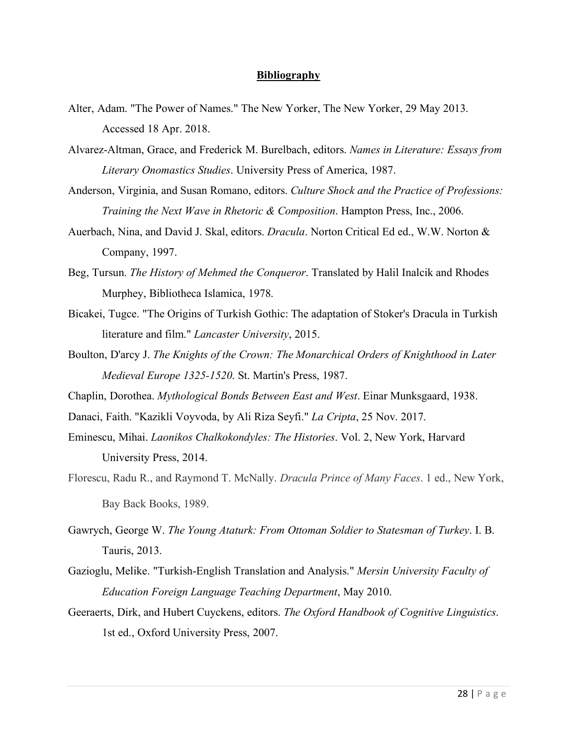## Bibliography

Alter, Adam. "The Power of Names." The New Yorker, The New Yorker, 29 May 2013. Accessed 18 Apr. 2018.

Alvarez-Altman, Grace, and Frederick M. Burelbach, editors. *Names in Literature: Essays from Literary Onomastics Studies*. University Press of America, 1987.

Anderson, Virginia, and Susan Romano, editors. *Culture Shock and the Practice of Professions: Training the Next Wave in Rhetoric & Composition*. Hampton Press, Inc., 2006.

Auerbach, Nina, and David J. Skal, editors. *Dracula*. Norton Critical Ed ed., W.W. Norton & Company, 1997.

Beg, Tursun. *The History of Mehmed the Conqueror*. Translated by Halil Inalcik and Rhodes Murphey, Bibliotheca Islamica, 1978.

Bicakei, Tugce. "The Origins of Turkish Gothic: The adaptation of Stoker's Dracula in Turkish literature and film." *Lancaster University*, 2015.

Boulton, D'arcy J. *The Knights of the Crown: The Monarchical Orders of Knighthood in Later Medieval Europe 1325-1520*. St. Martin's Press, 1987.

Chaplin, Dorothea. *Mythological Bonds Between East and West*. Einar Munksgaard, 1938.

Danaci, Faith. "Kazikli Voyvoda, by Ali Riza Seyfi." *La Cripta*, 25 Nov. 2017.

Eminescu, Mihai. *Laonikos Chalkokondyles: The Histories*. Vol. 2, New York, Harvard University Press, 2014.

Florescu, Radu R., and Raymond T. McNally. *Dracula Prince of Many Faces*. 1 ed., New York, Bay Back Books, 1989.

Gawrych, George W. *The Young Ataturk: From Ottoman Soldier to Statesman of Turkey*. I. B. Tauris, 2013.

Gazioglu, Melike. "Turkish-English Translation and Analysis." *Mersin University Faculty of Education Foreign Language Teaching Department*, May 2010.

Geeraerts, Dirk, and Hubert Cuyckens, editors. *The Oxford Handbook of Cognitive Linguistics*. 1st ed., Oxford University Press, 2007.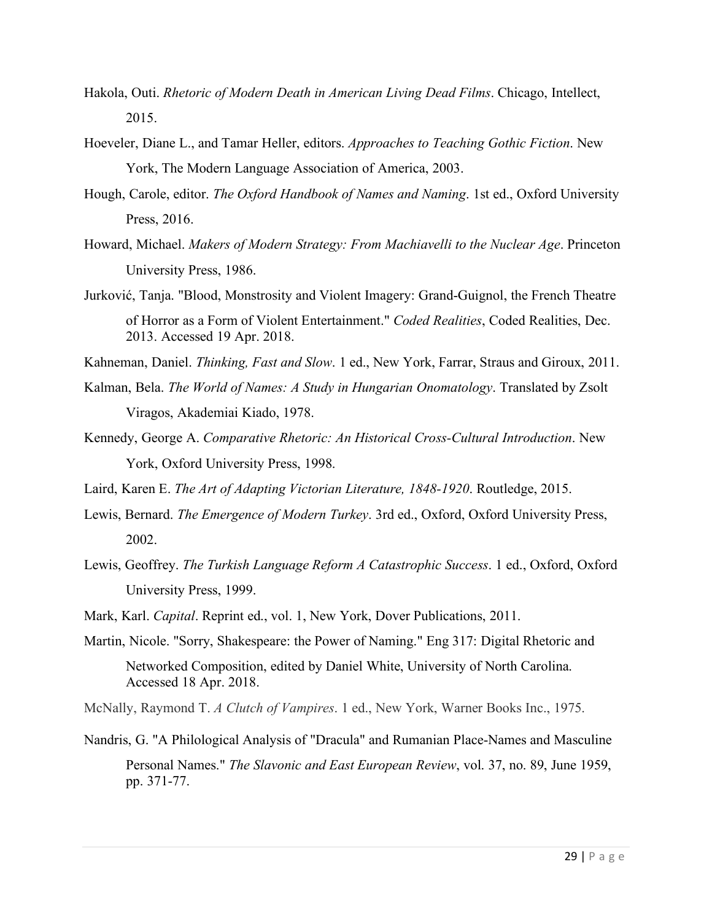Hakola, Outi. *Rhetoric of Modern Death in American Living Dead Films*. Chicago, Intellect, 2015.

Hoeveler, Diane L., and Tamar Heller, editors. *Approaches to Teaching Gothic Fiction*. New York, The Modern Language Association of America, 2003.

Hough, Carole, editor. *The Oxford Handbook of Names and Naming*. 1st ed., Oxford University Press, 2016.

Howard, Michael. *Makers of Modern Strategy: From Machiavelli to the Nuclear Age*. Princeton University Press, 1986.

Jurković, Tanja. "Blood, Monstrosity and Violent Imagery: Grand-Guignol, the French Theatre of Horror as a Form of Violent Entertainment." *Coded Realities*, Coded Realities, Dec. 2013. Accessed 19 Apr. 2018.

Kahneman, Daniel. *Thinking, Fast and Slow*. 1 ed., New York, Farrar, Straus and Giroux, 2011.

Kalman, Bela. *The World of Names: A Study in Hungarian Onomatology*. Translated by Zsolt Viragos, Akademiai Kiado, 1978.

Kennedy, George A. *Comparative Rhetoric: An Historical Cross-Cultural Introduction*. New York, Oxford University Press, 1998.

Laird, Karen E. *The Art of Adapting Victorian Literature, 1848-1920*. Routledge, 2015.

Lewis, Bernard. *The Emergence of Modern Turkey*. 3rd ed., Oxford, Oxford University Press, 2002.

Lewis, Geoffrey. *The Turkish Language Reform A Catastrophic Success*. 1 ed., Oxford, Oxford University Press, 1999.

Mark, Karl. *Capital*. Reprint ed., vol. 1, New York, Dover Publications, 2011.

Martin, Nicole. "Sorry, Shakespeare: the Power of Naming." Eng 317: Digital Rhetoric and Networked Composition, edited by Daniel White, University of North Carolina. Accessed 18 Apr. 2018.

McNally, Raymond T. *A Clutch of Vampires*. 1 ed., New York, Warner Books Inc., 1975.

Nandris, G. "A Philological Analysis of "Dracula" and Rumanian Place-Names and Masculine Personal Names." *The Slavonic and East European Review*, vol. 37, no. 89, June 1959, pp. 371-77.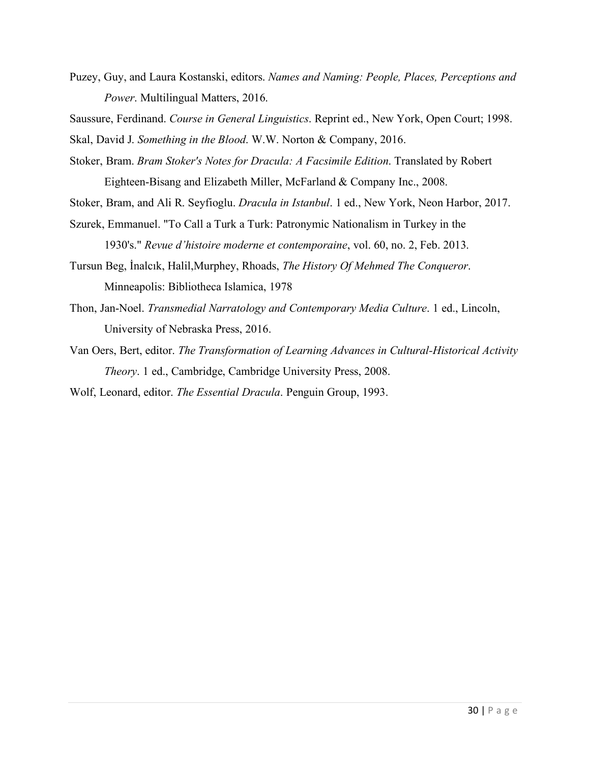Puzey, Guy, and Laura Kostanski, editors. *Names and Naming: People, Places, Perceptions and Power*. Multilingual Matters, 2016.

Saussure, Ferdinand. *Course in General Linguistics*. Reprint ed., New York, Open Court; 1998.

Skal, David J. *Something in the Blood*. W.W. Norton & Company, 2016.

Stoker, Bram. *Bram Stoker's Notes for Dracula: A Facsimile Edition*. Translated by Robert Eighteen-Bisang and Elizabeth Miller, McFarland & Company Inc., 2008.

Stoker, Bram, and Ali R. Seyfioglu. *Dracula in Istanbul*. 1 ed., New York, Neon Harbor, 2017.

Szurek, Emmanuel. "To Call a Turk a Turk: Patronymic Nationalism in Turkey in the 1930's." *Revue d'histoire moderne et contemporaine*, vol. 60, no. 2, Feb. 2013.

Tursun Beg, İnalcık, Halil,Murphey, Rhoads, *The History Of Mehmed The Conqueror*. Minneapolis: Bibliotheca Islamica, 1978

Thon, Jan-Noel. *Transmedial Narratology and Contemporary Media Culture*. 1 ed., Lincoln, University of Nebraska Press, 2016.

Van Oers, Bert, editor. *The Transformation of Learning Advances in Cultural-Historical Activity Theory*. 1 ed., Cambridge, Cambridge University Press, 2008.

Wolf, Leonard, editor. *The Essential Dracula*. Penguin Group, 1993.